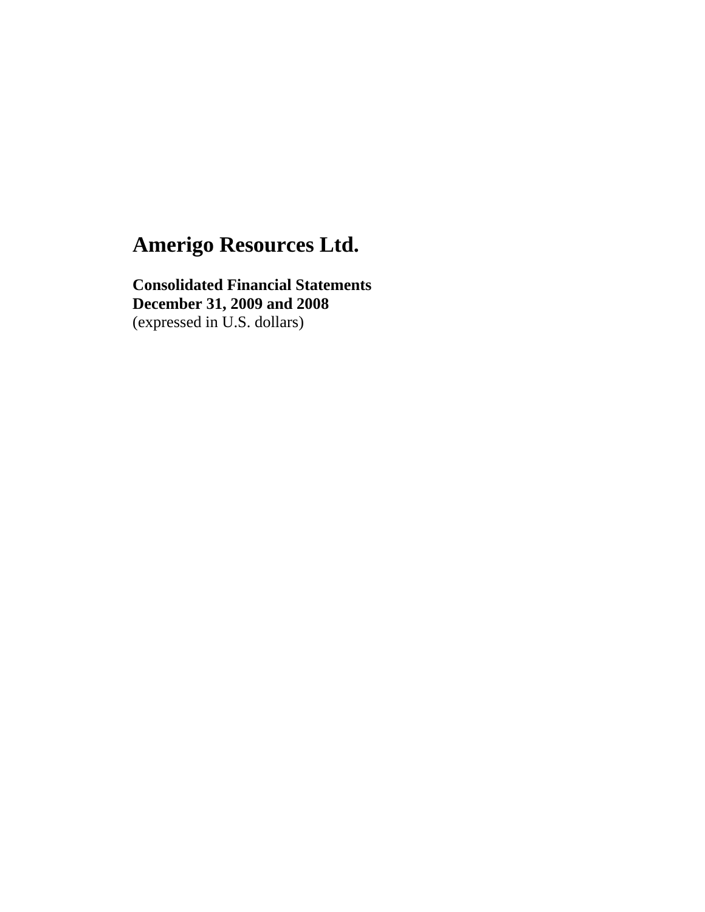# Amerigo Resources Ltd.

**Consolidated Financial Statements**
**December 31, 2009 and 2008**
(expressed in U.S. dollars)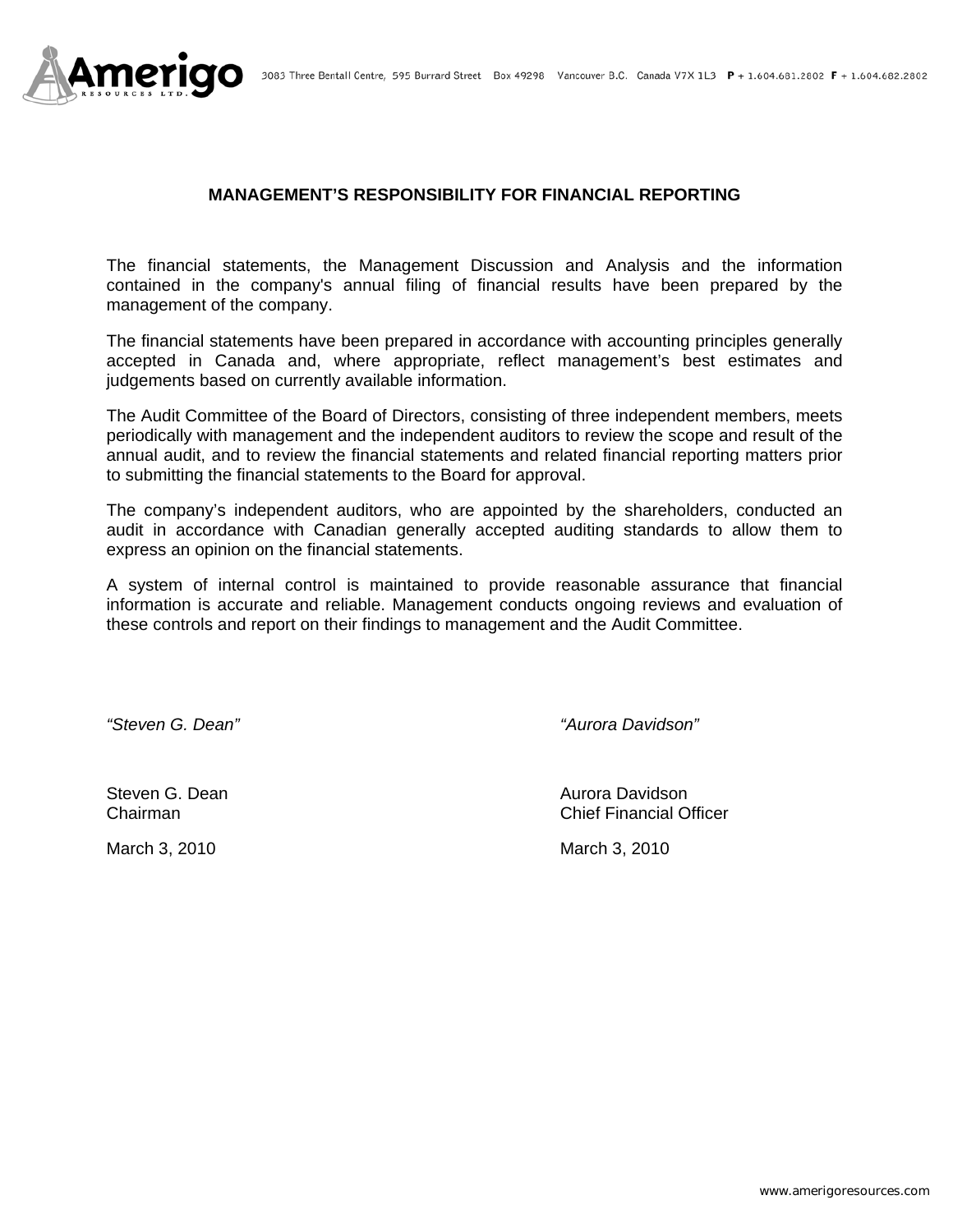## MANAGEMENT'S RESPONSIBILITY FOR FINANCIAL REPORTING

The financial statements, the Management Discussion and Analysis and the information contained in the company's annual filing of financial results have been prepared by the management of the company.

The financial statements have been prepared in accordance with accounting principles generally accepted in Canada and, where appropriate, reflect management's best estimates and judgements based on currently available information.

The Audit Committee of the Board of Directors, consisting of three independent members, meets periodically with management and the independent auditors to review the scope and result of the annual audit, and to review the financial statements and related financial reporting matters prior to submitting the financial statements to the Board for approval.

The company's independent auditors, who are appointed by the shareholders, conducted an audit in accordance with Canadian generally accepted auditing standards to allow them to express an opinion on the financial statements.

A system of internal control is maintained to provide reasonable assurance that financial information is accurate and reliable. Management conducts ongoing reviews and evaluation of these controls and report on their findings to management and the Audit Committee.

*"Steven G. Dean"*

Steven G. Dean
Chairman

March 3, 2010

*"Aurora Davidson"*

Aurora Davidson
Chief Financial Officer

March 3, 2010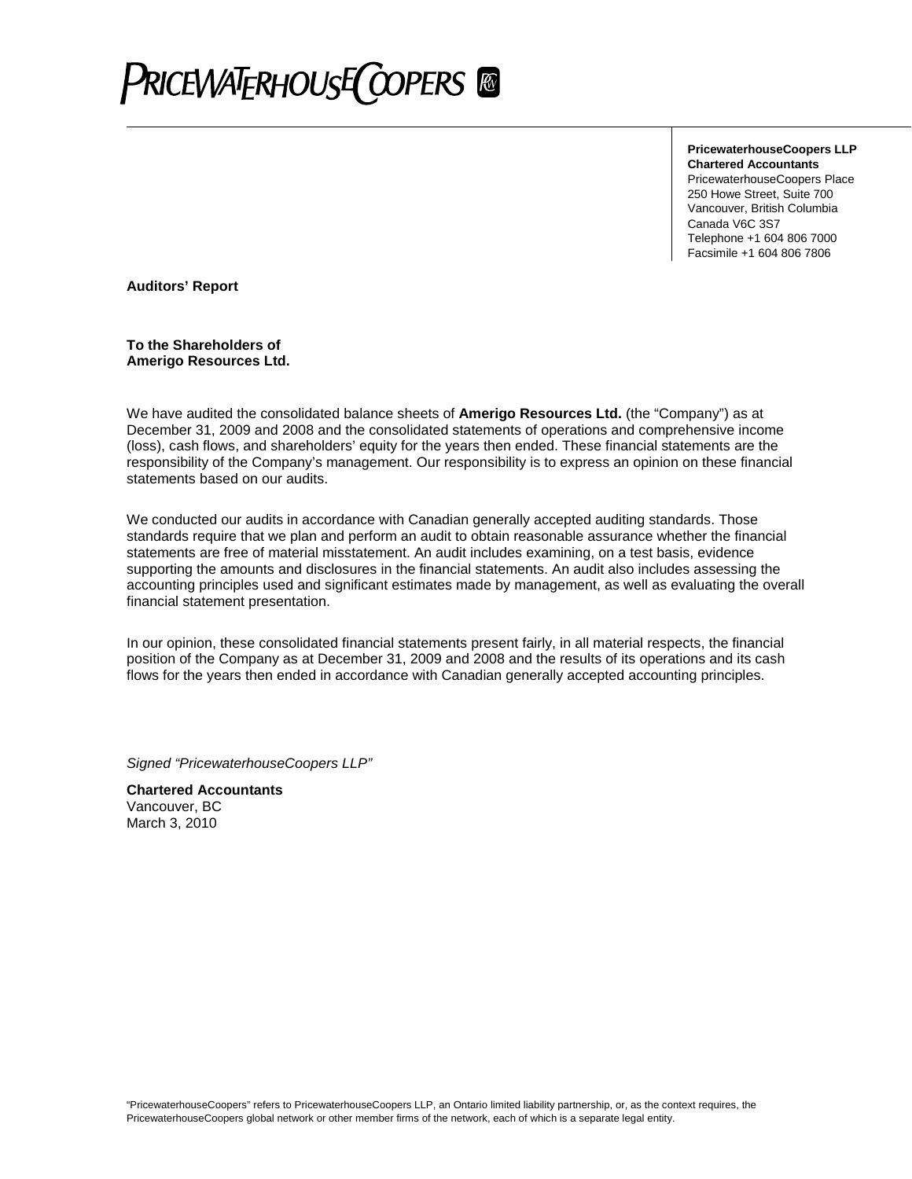PRICEWATERHOUSECOOPERS

**PricewaterhouseCoopers LLP**
**Chartered Accountants**
PricewaterhouseCoopers Place
250 Howe Street, Suite 700
Vancouver, British Columbia
Canada V6C 3S7
Telephone +1 604 806 7000
Facsimile +1 604 806 7806

**Auditors' Report**

**To the Shareholders of**
**Amerigo Resources Ltd.**

We have audited the consolidated balance sheets of **Amerigo Resources Ltd.** (the "Company") as at December 31, 2009 and 2008 and the consolidated statements of operations and comprehensive income (loss), cash flows, and shareholders' equity for the years then ended. These financial statements are the responsibility of the Company's management. Our responsibility is to express an opinion on these financial statements based on our audits.

We conducted our audits in accordance with Canadian generally accepted auditing standards. Those standards require that we plan and perform an audit to obtain reasonable assurance whether the financial statements are free of material misstatement. An audit includes examining, on a test basis, evidence supporting the amounts and disclosures in the financial statements. An audit also includes assessing the accounting principles used and significant estimates made by management, as well as evaluating the overall financial statement presentation.

In our opinion, these consolidated financial statements present fairly, in all material respects, the financial position of the Company as at December 31, 2009 and 2008 and the results of its operations and its cash flows for the years then ended in accordance with Canadian generally accepted accounting principles.

*Signed "PricewaterhouseCoopers LLP"*

**Chartered Accountants**
Vancouver, BC
March 3, 2010

"PricewaterhouseCoopers" refers to PricewaterhouseCoopers LLP, an Ontario limited liability partnership, or, as the context requires, the PricewaterhouseCoopers global network or other member firms of the network, each of which is a separate legal entity.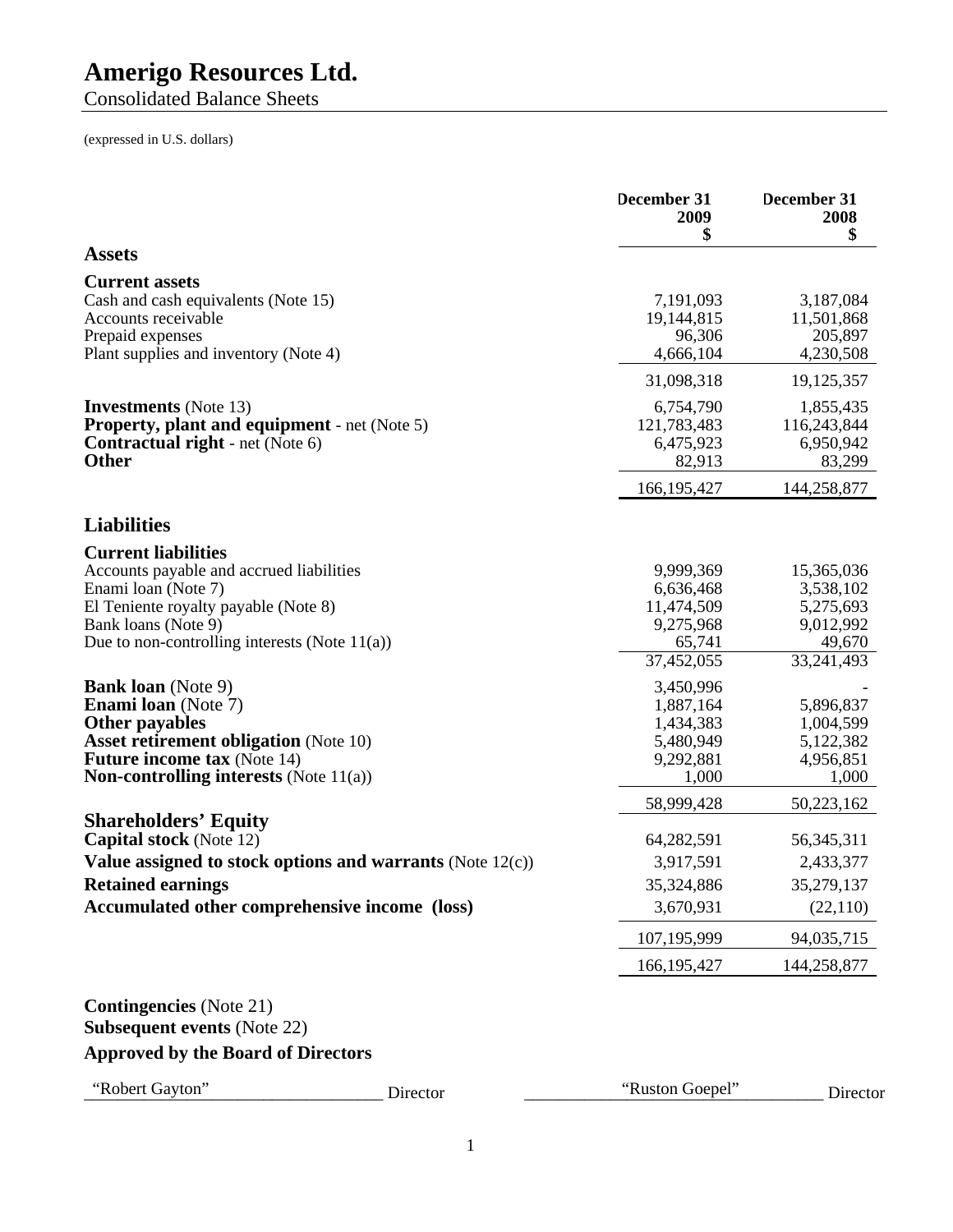# Amerigo Resources Ltd.

Consolidated Balance Sheets

(expressed in U.S. dollars)

| | December 31 2009 $ | December 31 2008 $ |
|---|---|---|
| **Assets** | | |
| **Current assets** | | |
| Cash and cash equivalents (Note 15) | 7,191,093 | 3,187,084 |
| Accounts receivable | 19,144,815 | 11,501,868 |
| Prepaid expenses | 96,306 | 205,897 |
| Plant supplies and inventory (Note 4) | 4,666,104 | 4,230,508 |
| | 31,098,318 | 19,125,357 |
| **Investments** (Note 13) | 6,754,790 | 1,855,435 |
| **Property, plant and equipment** - net (Note 5) | 121,783,483 | 116,243,844 |
| **Contractual right** - net (Note 6) | 6,475,923 | 6,950,942 |
| **Other** | 82,913 | 83,299 |
| | 166,195,427 | 144,258,877 |
| **Liabilities** | | |
| **Current liabilities** | | |
| Accounts payable and accrued liabilities | 9,999,369 | 15,365,036 |
| Enami loan (Note 7) | 6,636,468 | 3,538,102 |
| El Teniente royalty payable (Note 8) | 11,474,509 | 5,275,693 |
| Bank loans (Note 9) | 9,275,968 | 9,012,992 |
| Due to non-controlling interests (Note 11(a)) | 65,741 | 49,670 |
| | 37,452,055 | 33,241,493 |
| **Bank loan** (Note 9) | 3,450,996 | - |
| **Enami loan** (Note 7) | 1,887,164 | 5,896,837 |
| **Other payables** | 1,434,383 | 1,004,599 |
| **Asset retirement obligation** (Note 10) | 5,480,949 | 5,122,382 |
| **Future income tax** (Note 14) | 9,292,881 | 4,956,851 |
| **Non-controlling interests** (Note 11(a)) | 1,000 | 1,000 |
| | 58,999,428 | 50,223,162 |
| **Shareholders' Equity** | | |
| **Capital stock** (Note 12) | 64,282,591 | 56,345,311 |
| **Value assigned to stock options and warrants** (Note 12(c)) | 3,917,591 | 2,433,377 |
| **Retained earnings** | 35,324,886 | 35,279,137 |
| **Accumulated other comprehensive income (loss)** | 3,670,931 | (22,110) |
| | 107,195,999 | 94,035,715 |
| | 166,195,427 | 144,258,877 |

**Contingencies** (Note 21)

**Subsequent events** (Note 22)

**Approved by the Board of Directors**

"Robert Gayton" Director "Ruston Goepel" Director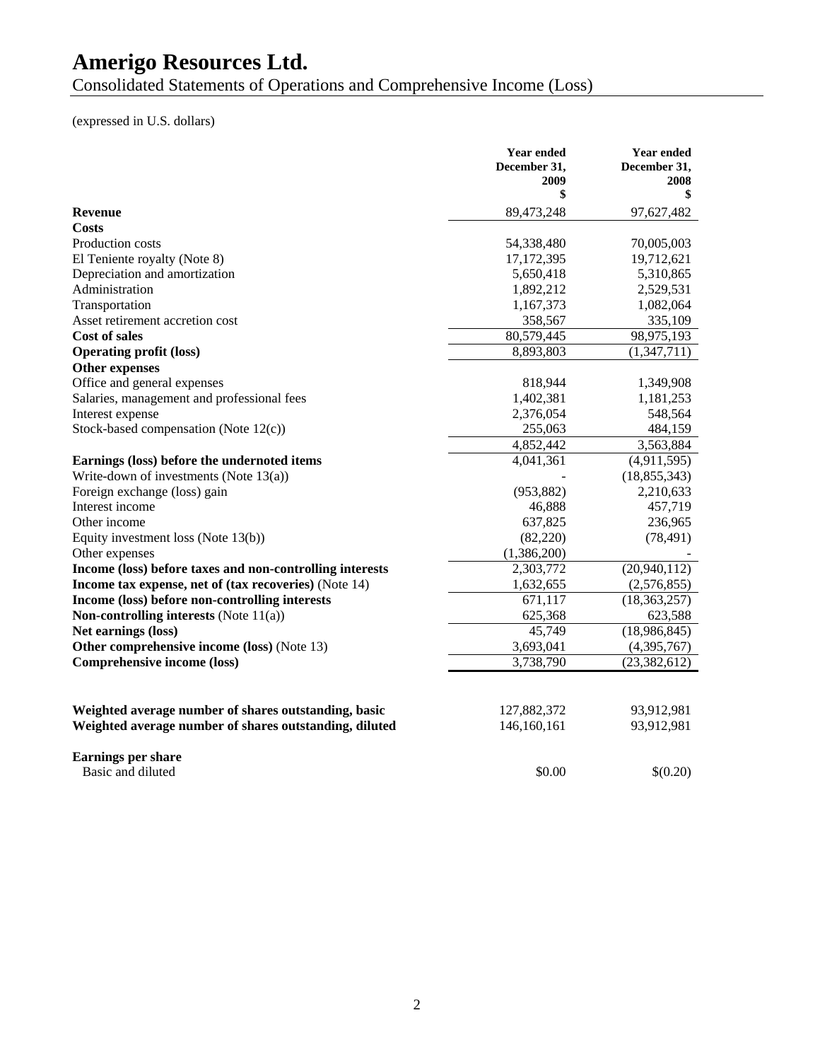# Amerigo Resources Ltd.

Consolidated Statements of Operations and Comprehensive Income (Loss)

(expressed in U.S. dollars)

| | Year ended December 31, 2009 $ | Year ended December 31, 2008 $ |
|---|---|---|
| **Revenue** | 89,473,248 | 97,627,482 |
| **Costs** | | |
| Production costs | 54,338,480 | 70,005,003 |
| El Teniente royalty (Note 8) | 17,172,395 | 19,712,621 |
| Depreciation and amortization | 5,650,418 | 5,310,865 |
| Administration | 1,892,212 | 2,529,531 |
| Transportation | 1,167,373 | 1,082,064 |
| Asset retirement accretion cost | 358,567 | 335,109 |
| **Cost of sales** | 80,579,445 | 98,975,193 |
| **Operating profit (loss)** | 8,893,803 | (1,347,711) |
| **Other expenses** | | |
| Office and general expenses | 818,944 | 1,349,908 |
| Salaries, management and professional fees | 1,402,381 | 1,181,253 |
| Interest expense | 2,376,054 | 548,564 |
| Stock-based compensation (Note 12(c)) | 255,063 | 484,159 |
| | 4,852,442 | 3,563,884 |
| **Earnings (loss) before the undernoted items** | 4,041,361 | (4,911,595) |
| Write-down of investments (Note 13(a)) | - | (18,855,343) |
| Foreign exchange (loss) gain | (953,882) | 2,210,633 |
| Interest income | 46,888 | 457,719 |
| Other income | 637,825 | 236,965 |
| Equity investment loss (Note 13(b)) | (82,220) | (78,491) |
| Other expenses | (1,386,200) | - |
| **Income (loss) before taxes and non-controlling interests** | 2,303,772 | (20,940,112) |
| **Income tax expense, net of (tax recoveries)** (Note 14) | 1,632,655 | (2,576,855) |
| **Income (loss) before non-controlling interests** | 671,117 | (18,363,257) |
| **Non-controlling interests** (Note 11(a)) | 625,368 | 623,588 |
| **Net earnings (loss)** | 45,749 | (18,986,845) |
| **Other comprehensive income (loss)** (Note 13) | 3,693,041 | (4,395,767) |
| **Comprehensive income (loss)** | 3,738,790 | (23,382,612) |
| | | |
| **Weighted average number of shares outstanding, basic** | 127,882,372 | 93,912,981 |
| **Weighted average number of shares outstanding, diluted** | 146,160,161 | 93,912,981 |
| | | |
| **Earnings per share** | | |
| Basic and diluted | $0.00 | $(0.20) |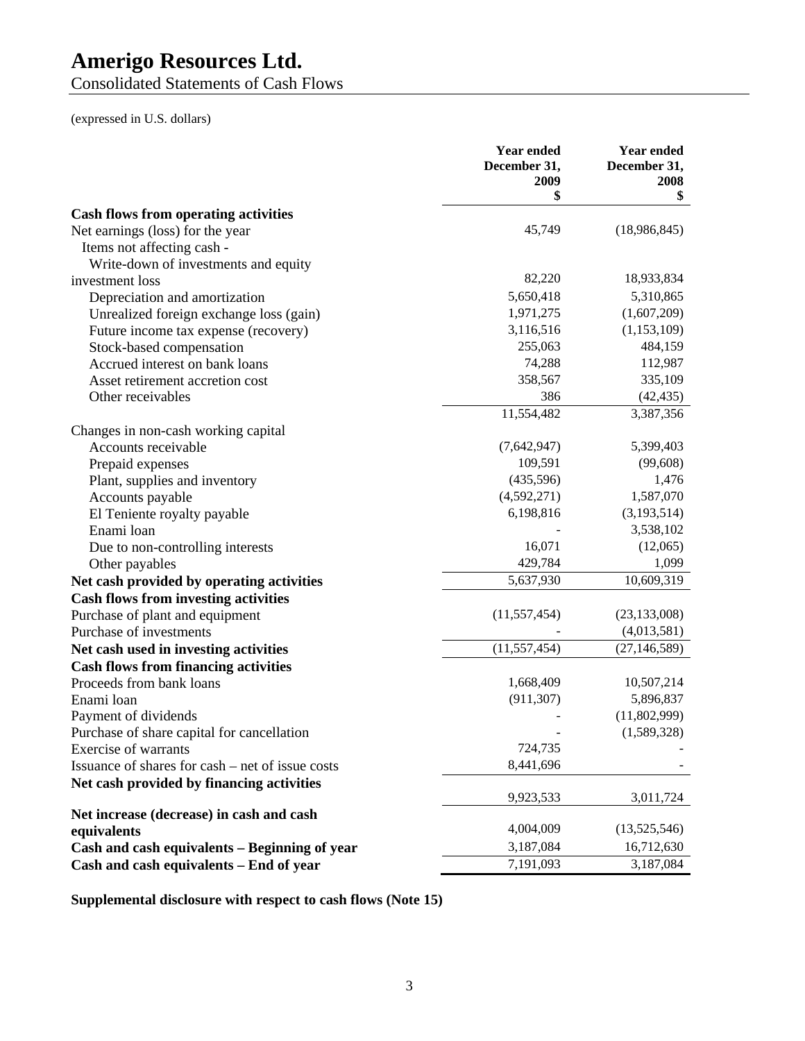# Amerigo Resources Ltd.

Consolidated Statements of Cash Flows

(expressed in U.S. dollars)

| | Year ended December 31, 2009 $ | Year ended December 31, 2008 $ |
|---|---|---|
| **Cash flows from operating activities** | | |
| Net earnings (loss) for the year | 45,749 | (18,986,845) |
| Items not affecting cash - | | |
| Write-down of investments and equity investment loss | 82,220 | 18,933,834 |
| Depreciation and amortization | 5,650,418 | 5,310,865 |
| Unrealized foreign exchange loss (gain) | 1,971,275 | (1,607,209) |
| Future income tax expense (recovery) | 3,116,516 | (1,153,109) |
| Stock-based compensation | 255,063 | 484,159 |
| Accrued interest on bank loans | 74,288 | 112,987 |
| Asset retirement accretion cost | 358,567 | 335,109 |
| Other receivables | 386 | (42,435) |
| | 11,554,482 | 3,387,356 |
| Changes in non-cash working capital | | |
| Accounts receivable | (7,642,947) | 5,399,403 |
| Prepaid expenses | 109,591 | (99,608) |
| Plant, supplies and inventory | (435,596) | 1,476 |
| Accounts payable | (4,592,271) | 1,587,070 |
| El Teniente royalty payable | 6,198,816 | (3,193,514) |
| Enami loan | - | 3,538,102 |
| Due to non-controlling interests | 16,071 | (12,065) |
| Other payables | 429,784 | 1,099 |
| **Net cash provided by operating activities** | 5,637,930 | 10,609,319 |
| **Cash flows from investing activities** | | |
| Purchase of plant and equipment | (11,557,454) | (23,133,008) |
| Purchase of investments | - | (4,013,581) |
| **Net cash used in investing activities** | (11,557,454) | (27,146,589) |
| **Cash flows from financing activities** | | |
| Proceeds from bank loans | 1,668,409 | 10,507,214 |
| Enami loan | (911,307) | 5,896,837 |
| Payment of dividends | - | (11,802,999) |
| Purchase of share capital for cancellation | - | (1,589,328) |
| Exercise of warrants | 724,735 | - |
| Issuance of shares for cash – net of issue costs | 8,441,696 | - |
| **Net cash provided by financing activities** | 9,923,533 | 3,011,724 |
| **Net increase (decrease) in cash and cash equivalents** | 4,004,009 | (13,525,546) |
| **Cash and cash equivalents – Beginning of year** | 3,187,084 | 16,712,630 |
| **Cash and cash equivalents – End of year** | 7,191,093 | 3,187,084 |

**Supplemental disclosure with respect to cash flows (Note 15)**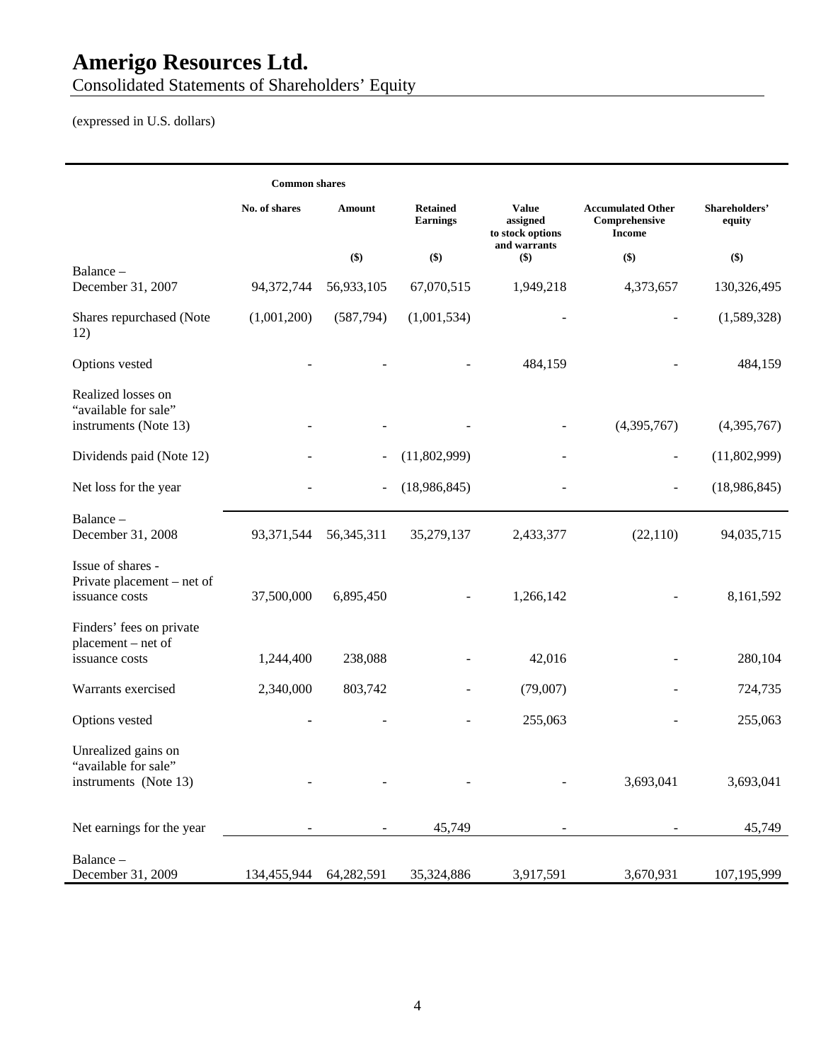# Amerigo Resources Ltd.

Consolidated Statements of Shareholders' Equity

(expressed in U.S. dollars)

| | Common shares | | | | | |
|---|---|---|---|---|---|---|
| | No. of shares | Amount ($) | Retained Earnings ($) | Value assigned to stock options and warrants ($) | Accumulated Other Comprehensive Income ($) | Shareholders' equity ($) |
| Balance – December 31, 2007 | 94,372,744 | 56,933,105 | 67,070,515 | 1,949,218 | 4,373,657 | 130,326,495 |
| Shares repurchased (Note 12) | (1,001,200) | (587,794) | (1,001,534) | - | - | (1,589,328) |
| Options vested | - | - | - | 484,159 | - | 484,159 |
| Realized losses on "available for sale" instruments (Note 13) | - | - | - | - | (4,395,767) | (4,395,767) |
| Dividends paid (Note 12) | - | - | (11,802,999) | - | - | (11,802,999) |
| Net loss for the year | - | - | (18,986,845) | - | - | (18,986,845) |
| Balance – December 31, 2008 | 93,371,544 | 56,345,311 | 35,279,137 | 2,433,377 | (22,110) | 94,035,715 |
| Issue of shares - Private placement – net of issuance costs | 37,500,000 | 6,895,450 | - | 1,266,142 | - | 8,161,592 |
| Finders' fees on private placement – net of issuance costs | 1,244,400 | 238,088 | - | 42,016 | - | 280,104 |
| Warrants exercised | 2,340,000 | 803,742 | - | (79,007) | - | 724,735 |
| Options vested | - | - | - | 255,063 | - | 255,063 |
| Unrealized gains on "available for sale" instruments (Note 13) | - | - | - | - | 3,693,041 | 3,693,041 |
| Net earnings for the year | - | - | 45,749 | - | - | 45,749 |
| Balance – December 31, 2009 | 134,455,944 | 64,282,591 | 35,324,886 | 3,917,591 | 3,670,931 | 107,195,999 |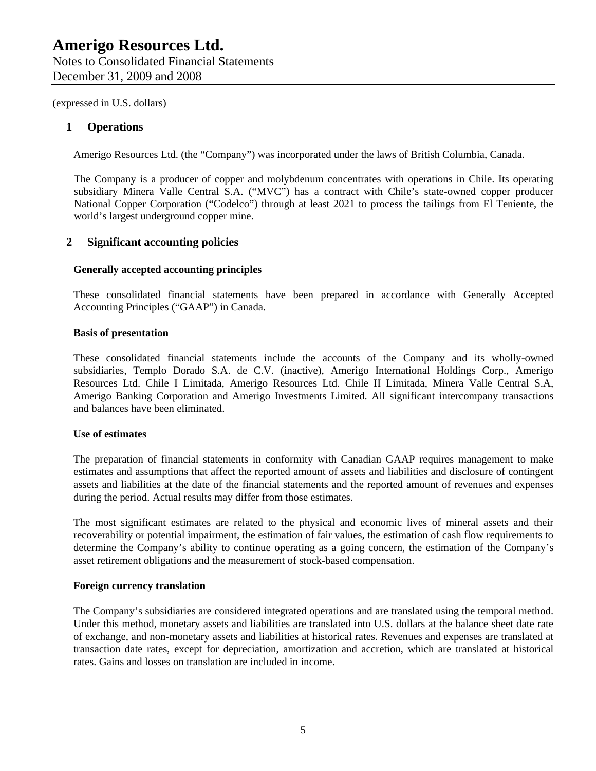(expressed in U.S. dollars)

## 1 Operations

Amerigo Resources Ltd. (the "Company") was incorporated under the laws of British Columbia, Canada.

The Company is a producer of copper and molybdenum concentrates with operations in Chile. Its operating subsidiary Minera Valle Central S.A. ("MVC") has a contract with Chile's state-owned copper producer National Copper Corporation ("Codelco") through at least 2021 to process the tailings from El Teniente, the world's largest underground copper mine.

## 2 Significant accounting policies

**Generally accepted accounting principles**

These consolidated financial statements have been prepared in accordance with Generally Accepted Accounting Principles ("GAAP") in Canada.

**Basis of presentation**

These consolidated financial statements include the accounts of the Company and its wholly-owned subsidiaries, Templo Dorado S.A. de C.V. (inactive), Amerigo International Holdings Corp., Amerigo Resources Ltd. Chile I Limitada, Amerigo Resources Ltd. Chile II Limitada, Minera Valle Central S.A, Amerigo Banking Corporation and Amerigo Investments Limited. All significant intercompany transactions and balances have been eliminated.

**Use of estimates**

The preparation of financial statements in conformity with Canadian GAAP requires management to make estimates and assumptions that affect the reported amount of assets and liabilities and disclosure of contingent assets and liabilities at the date of the financial statements and the reported amount of revenues and expenses during the period. Actual results may differ from those estimates.

The most significant estimates are related to the physical and economic lives of mineral assets and their recoverability or potential impairment, the estimation of fair values, the estimation of cash flow requirements to determine the Company's ability to continue operating as a going concern, the estimation of the Company's asset retirement obligations and the measurement of stock-based compensation.

**Foreign currency translation**

The Company's subsidiaries are considered integrated operations and are translated using the temporal method. Under this method, monetary assets and liabilities are translated into U.S. dollars at the balance sheet date rate of exchange, and non-monetary assets and liabilities at historical rates. Revenues and expenses are translated at transaction date rates, except for depreciation, amortization and accretion, which are translated at historical rates. Gains and losses on translation are included in income.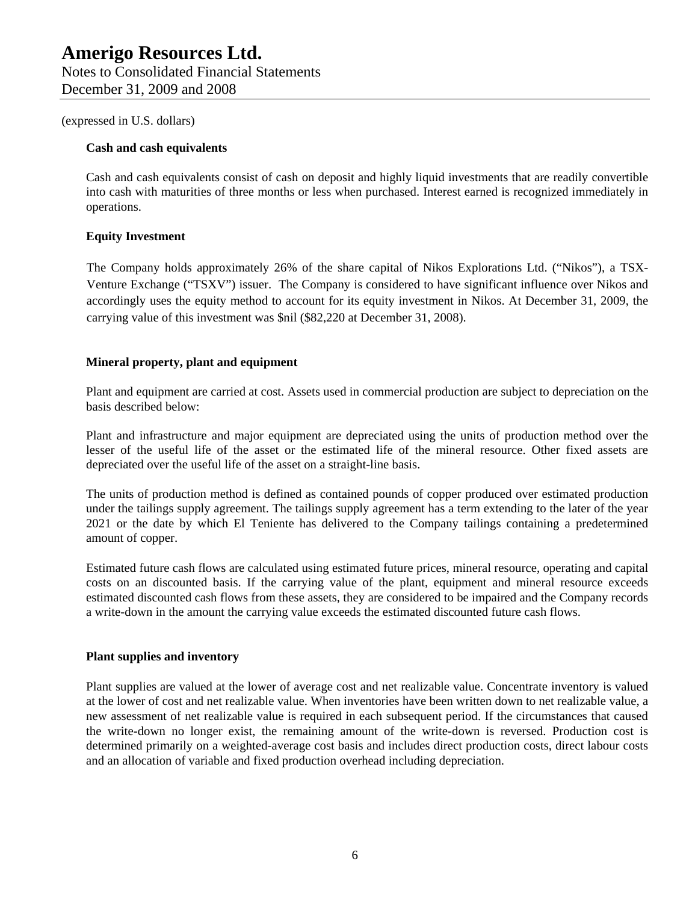(expressed in U.S. dollars)

**Cash and cash equivalents**

Cash and cash equivalents consist of cash on deposit and highly liquid investments that are readily convertible into cash with maturities of three months or less when purchased. Interest earned is recognized immediately in operations.

**Equity Investment**

The Company holds approximately 26% of the share capital of Nikos Explorations Ltd. ("Nikos"), a TSX-Venture Exchange ("TSXV") issuer. The Company is considered to have significant influence over Nikos and accordingly uses the equity method to account for its equity investment in Nikos. At December 31, 2009, the carrying value of this investment was $nil ($82,220 at December 31, 2008).

**Mineral property, plant and equipment**

Plant and equipment are carried at cost. Assets used in commercial production are subject to depreciation on the basis described below:

Plant and infrastructure and major equipment are depreciated using the units of production method over the lesser of the useful life of the asset or the estimated life of the mineral resource. Other fixed assets are depreciated over the useful life of the asset on a straight-line basis.

The units of production method is defined as contained pounds of copper produced over estimated production under the tailings supply agreement. The tailings supply agreement has a term extending to the later of the year 2021 or the date by which El Teniente has delivered to the Company tailings containing a predetermined amount of copper.

Estimated future cash flows are calculated using estimated future prices, mineral resource, operating and capital costs on an discounted basis. If the carrying value of the plant, equipment and mineral resource exceeds estimated discounted cash flows from these assets, they are considered to be impaired and the Company records a write-down in the amount the carrying value exceeds the estimated discounted future cash flows.

**Plant supplies and inventory**

Plant supplies are valued at the lower of average cost and net realizable value. Concentrate inventory is valued at the lower of cost and net realizable value. When inventories have been written down to net realizable value, a new assessment of net realizable value is required in each subsequent period. If the circumstances that caused the write-down no longer exist, the remaining amount of the write-down is reversed. Production cost is determined primarily on a weighted-average cost basis and includes direct production costs, direct labour costs and an allocation of variable and fixed production overhead including depreciation.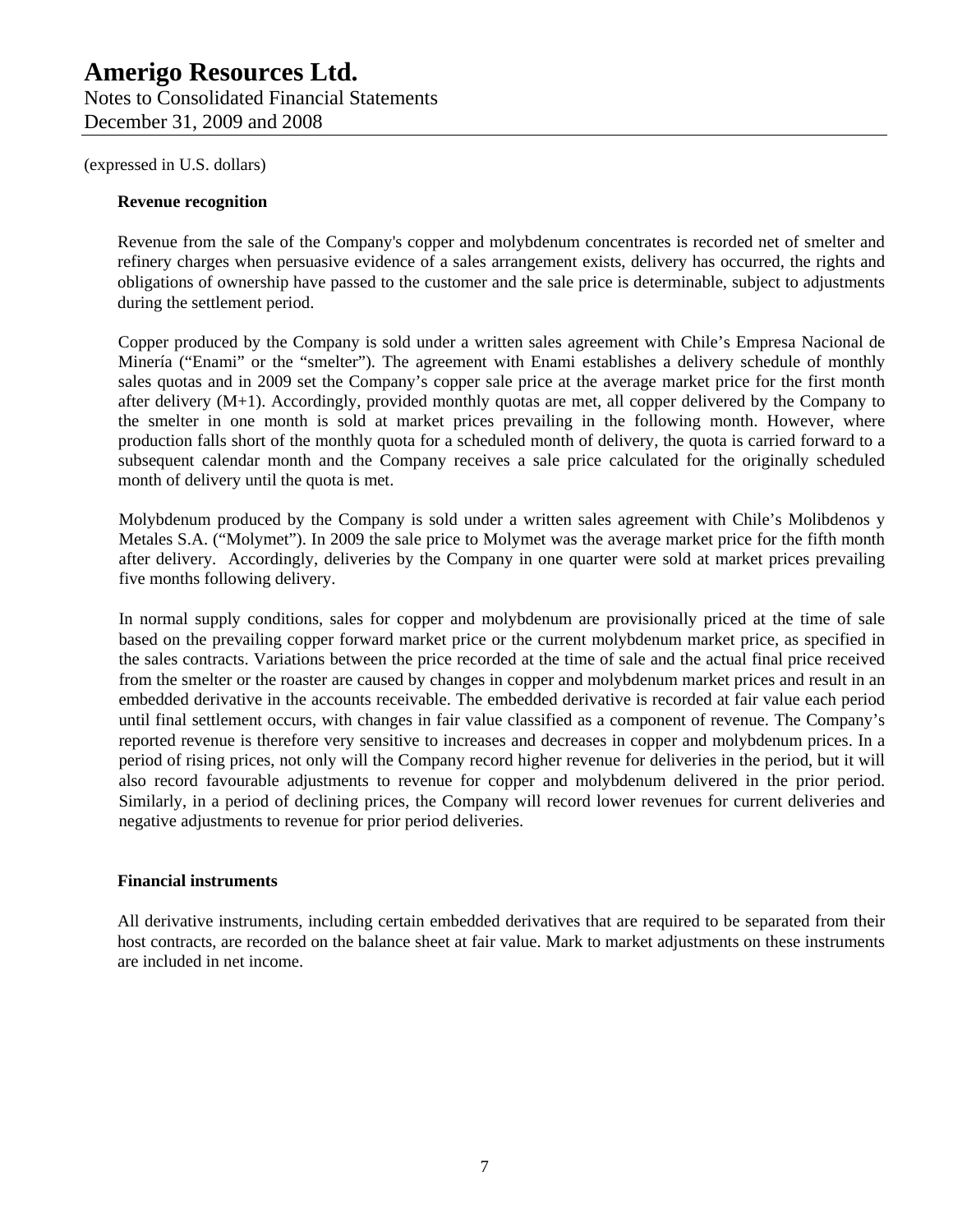(expressed in U.S. dollars)

**Revenue recognition**

Revenue from the sale of the Company's copper and molybdenum concentrates is recorded net of smelter and refinery charges when persuasive evidence of a sales arrangement exists, delivery has occurred, the rights and obligations of ownership have passed to the customer and the sale price is determinable, subject to adjustments during the settlement period.

Copper produced by the Company is sold under a written sales agreement with Chile's Empresa Nacional de Minería ("Enami" or the "smelter"). The agreement with Enami establishes a delivery schedule of monthly sales quotas and in 2009 set the Company's copper sale price at the average market price for the first month after delivery (M+1). Accordingly, provided monthly quotas are met, all copper delivered by the Company to the smelter in one month is sold at market prices prevailing in the following month. However, where production falls short of the monthly quota for a scheduled month of delivery, the quota is carried forward to a subsequent calendar month and the Company receives a sale price calculated for the originally scheduled month of delivery until the quota is met.

Molybdenum produced by the Company is sold under a written sales agreement with Chile's Molibdenos y Metales S.A. ("Molymet"). In 2009 the sale price to Molymet was the average market price for the fifth month after delivery. Accordingly, deliveries by the Company in one quarter were sold at market prices prevailing five months following delivery.

In normal supply conditions, sales for copper and molybdenum are provisionally priced at the time of sale based on the prevailing copper forward market price or the current molybdenum market price, as specified in the sales contracts. Variations between the price recorded at the time of sale and the actual final price received from the smelter or the roaster are caused by changes in copper and molybdenum market prices and result in an embedded derivative in the accounts receivable. The embedded derivative is recorded at fair value each period until final settlement occurs, with changes in fair value classified as a component of revenue. The Company's reported revenue is therefore very sensitive to increases and decreases in copper and molybdenum prices. In a period of rising prices, not only will the Company record higher revenue for deliveries in the period, but it will also record favourable adjustments to revenue for copper and molybdenum delivered in the prior period. Similarly, in a period of declining prices, the Company will record lower revenues for current deliveries and negative adjustments to revenue for prior period deliveries.

**Financial instruments**

All derivative instruments, including certain embedded derivatives that are required to be separated from their host contracts, are recorded on the balance sheet at fair value. Mark to market adjustments on these instruments are included in net income.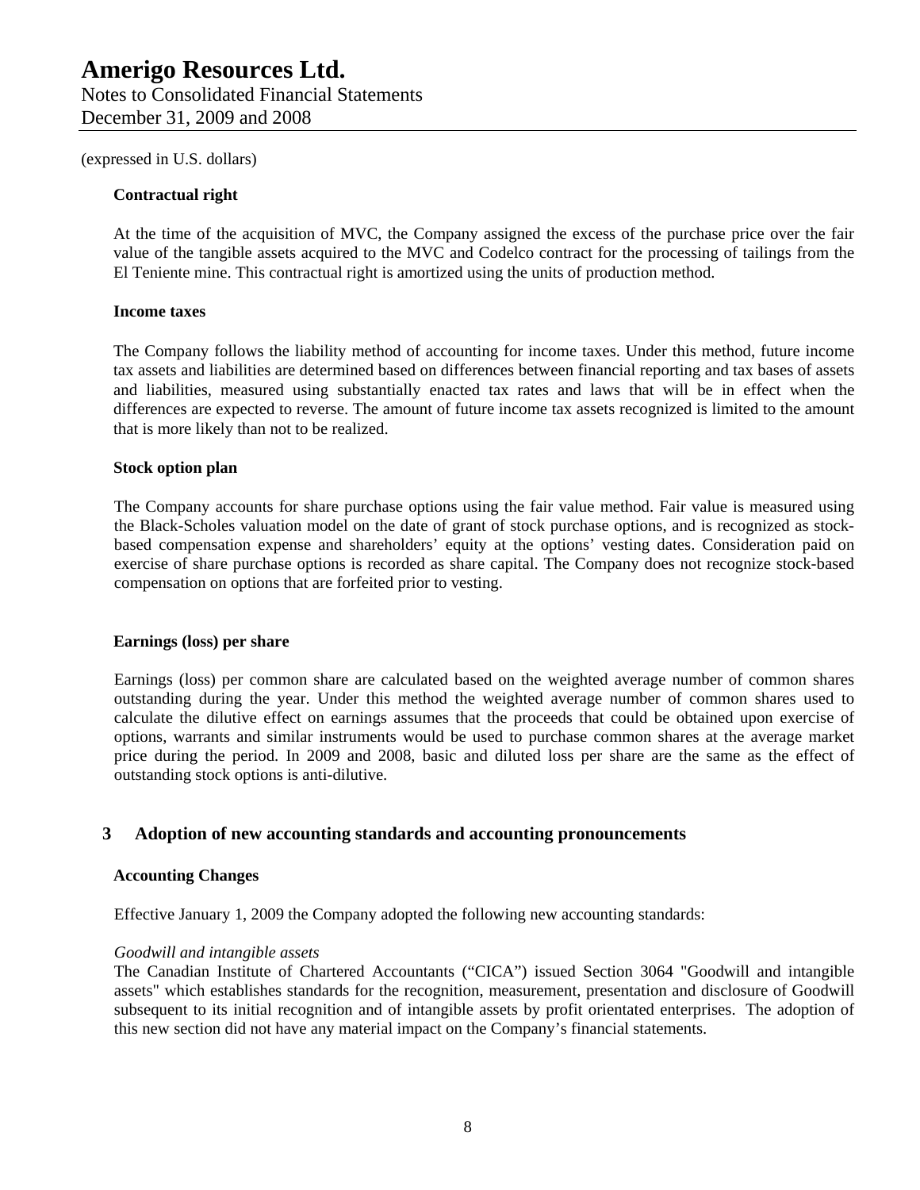(expressed in U.S. dollars)

**Contractual right**

At the time of the acquisition of MVC, the Company assigned the excess of the purchase price over the fair value of the tangible assets acquired to the MVC and Codelco contract for the processing of tailings from the El Teniente mine. This contractual right is amortized using the units of production method.

**Income taxes**

The Company follows the liability method of accounting for income taxes. Under this method, future income tax assets and liabilities are determined based on differences between financial reporting and tax bases of assets and liabilities, measured using substantially enacted tax rates and laws that will be in effect when the differences are expected to reverse. The amount of future income tax assets recognized is limited to the amount that is more likely than not to be realized.

**Stock option plan**

The Company accounts for share purchase options using the fair value method. Fair value is measured using the Black-Scholes valuation model on the date of grant of stock purchase options, and is recognized as stock-based compensation expense and shareholders' equity at the options' vesting dates. Consideration paid on exercise of share purchase options is recorded as share capital. The Company does not recognize stock-based compensation on options that are forfeited prior to vesting.

**Earnings (loss) per share**

Earnings (loss) per common share are calculated based on the weighted average number of common shares outstanding during the year. Under this method the weighted average number of common shares used to calculate the dilutive effect on earnings assumes that the proceeds that could be obtained upon exercise of options, warrants and similar instruments would be used to purchase common shares at the average market price during the period. In 2009 and 2008, basic and diluted loss per share are the same as the effect of outstanding stock options is anti-dilutive.

## 3 Adoption of new accounting standards and accounting pronouncements

**Accounting Changes**

Effective January 1, 2009 the Company adopted the following new accounting standards:

*Goodwill and intangible assets*
The Canadian Institute of Chartered Accountants ("CICA") issued Section 3064 "Goodwill and intangible assets" which establishes standards for the recognition, measurement, presentation and disclosure of Goodwill subsequent to its initial recognition and of intangible assets by profit orientated enterprises. The adoption of this new section did not have any material impact on the Company's financial statements.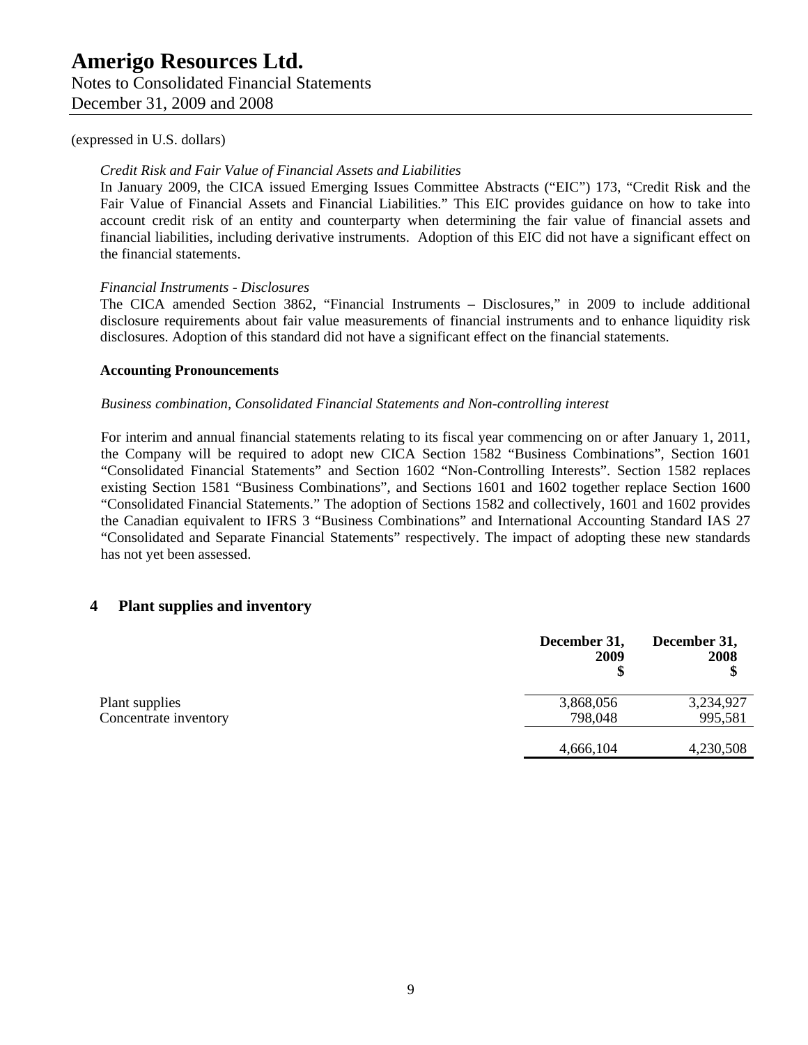(expressed in U.S. dollars)

*Credit Risk and Fair Value of Financial Assets and Liabilities*

In January 2009, the CICA issued Emerging Issues Committee Abstracts ("EIC") 173, "Credit Risk and the Fair Value of Financial Assets and Financial Liabilities." This EIC provides guidance on how to take into account credit risk of an entity and counterparty when determining the fair value of financial assets and financial liabilities, including derivative instruments. Adoption of this EIC did not have a significant effect on the financial statements.

*Financial Instruments - Disclosures*

The CICA amended Section 3862, "Financial Instruments – Disclosures," in 2009 to include additional disclosure requirements about fair value measurements of financial instruments and to enhance liquidity risk disclosures. Adoption of this standard did not have a significant effect on the financial statements.

**Accounting Pronouncements**

*Business combination, Consolidated Financial Statements and Non-controlling interest*

For interim and annual financial statements relating to its fiscal year commencing on or after January 1, 2011, the Company will be required to adopt new CICA Section 1582 "Business Combinations", Section 1601 "Consolidated Financial Statements" and Section 1602 "Non-Controlling Interests". Section 1582 replaces existing Section 1581 "Business Combinations", and Sections 1601 and 1602 together replace Section 1600 "Consolidated Financial Statements." The adoption of Sections 1582 and collectively, 1601 and 1602 provides the Canadian equivalent to IFRS 3 "Business Combinations" and International Accounting Standard IAS 27 "Consolidated and Separate Financial Statements" respectively. The impact of adopting these new standards has not yet been assessed.

## 4 Plant supplies and inventory

| | December 31, 2009 $ | December 31, 2008 $ |
|---|---|---|
| Plant supplies | 3,868,056 | 3,234,927 |
| Concentrate inventory | 798,048 | 995,581 |
| | 4,666,104 | 4,230,508 |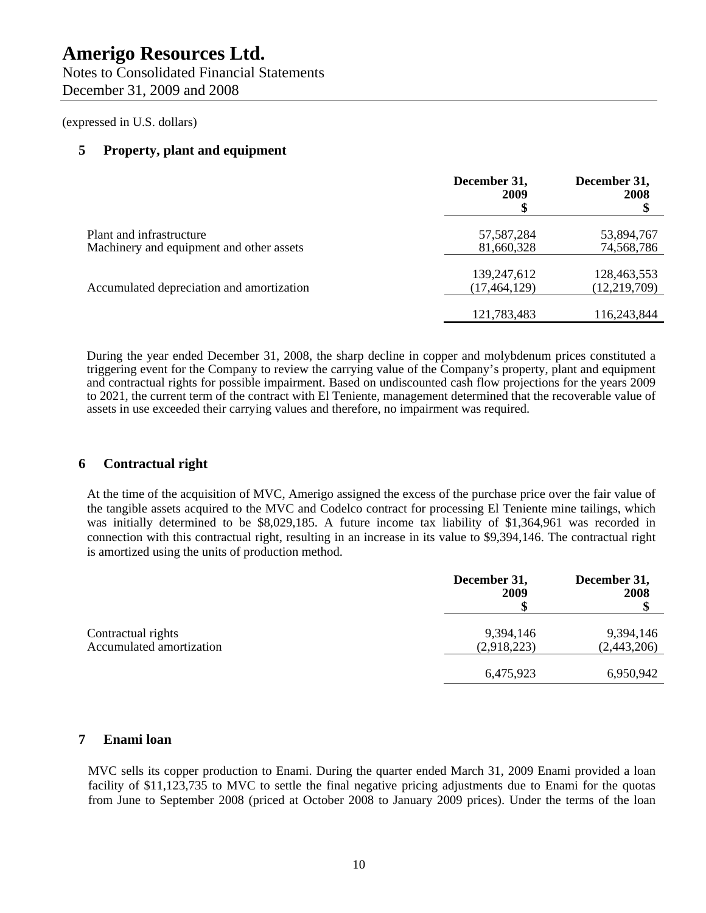(expressed in U.S. dollars)

## 5 Property, plant and equipment

| | December 31, 2009 $ | December 31, 2008 $ |
|---|---|---|
| Plant and infrastructure | 57,587,284 | 53,894,767 |
| Machinery and equipment and other assets | 81,660,328 | 74,568,786 |
| | 139,247,612 | 128,463,553 |
| Accumulated depreciation and amortization | (17,464,129) | (12,219,709) |
| | 121,783,483 | 116,243,844 |

During the year ended December 31, 2008, the sharp decline in copper and molybdenum prices constituted a triggering event for the Company to review the carrying value of the Company's property, plant and equipment and contractual rights for possible impairment. Based on undiscounted cash flow projections for the years 2009 to 2021, the current term of the contract with El Teniente, management determined that the recoverable value of assets in use exceeded their carrying values and therefore, no impairment was required.

## 6 Contractual right

At the time of the acquisition of MVC, Amerigo assigned the excess of the purchase price over the fair value of the tangible assets acquired to the MVC and Codelco contract for processing El Teniente mine tailings, which was initially determined to be $8,029,185. A future income tax liability of $1,364,961 was recorded in connection with this contractual right, resulting in an increase in its value to $9,394,146. The contractual right is amortized using the units of production method.

| | December 31, 2009 $ | December 31, 2008 $ |
|---|---|---|
| Contractual rights | 9,394,146 | 9,394,146 |
| Accumulated amortization | (2,918,223) | (2,443,206) |
| | 6,475,923 | 6,950,942 |

## 7 Enami loan

MVC sells its copper production to Enami. During the quarter ended March 31, 2009 Enami provided a loan facility of $11,123,735 to MVC to settle the final negative pricing adjustments due to Enami for the quotas from June to September 2008 (priced at October 2008 to January 2009 prices). Under the terms of the loan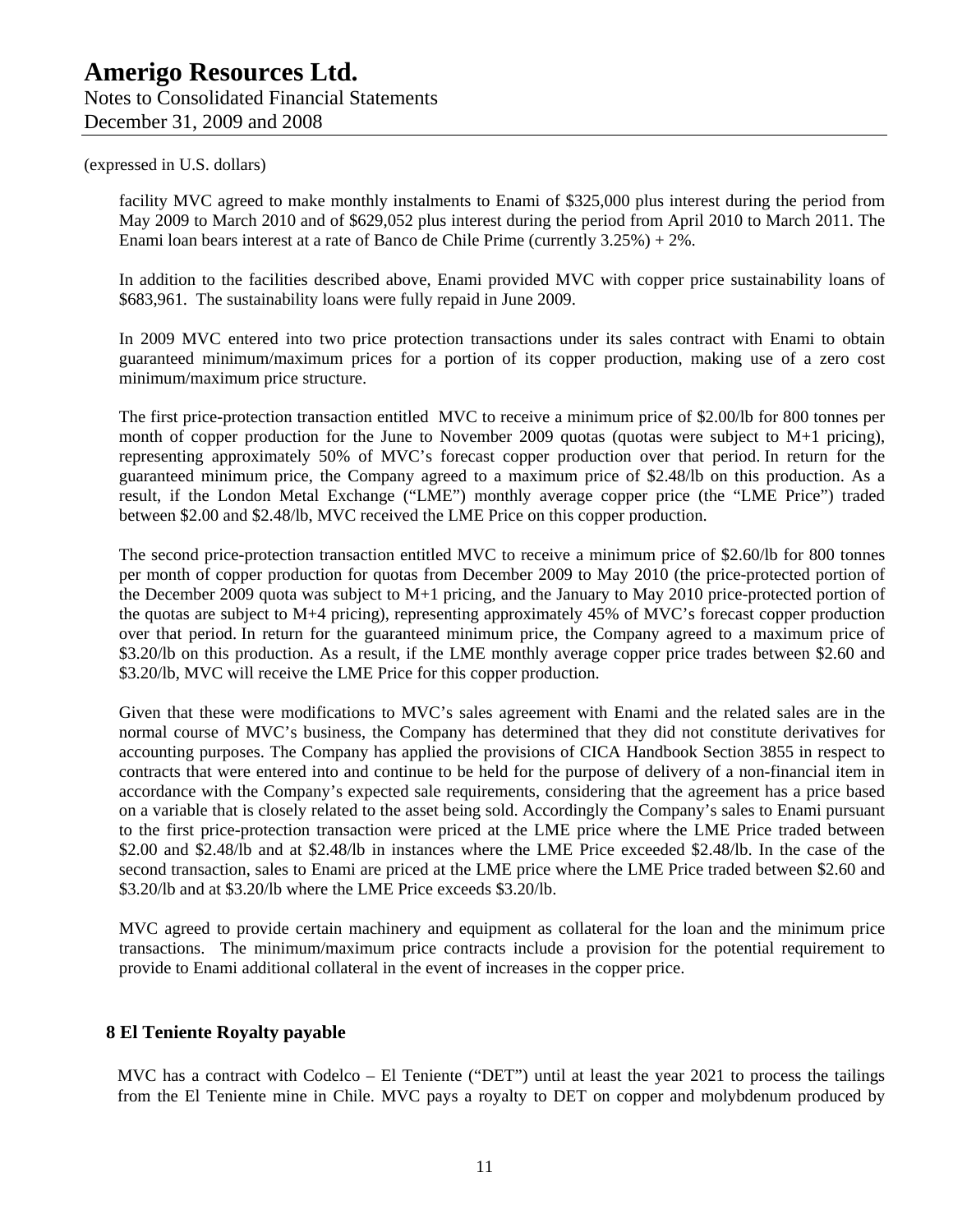(expressed in U.S. dollars)

facility MVC agreed to make monthly instalments to Enami of $325,000 plus interest during the period from May 2009 to March 2010 and of $629,052 plus interest during the period from April 2010 to March 2011. The Enami loan bears interest at a rate of Banco de Chile Prime (currently 3.25%) + 2%.

In addition to the facilities described above, Enami provided MVC with copper price sustainability loans of $683,961. The sustainability loans were fully repaid in June 2009.

In 2009 MVC entered into two price protection transactions under its sales contract with Enami to obtain guaranteed minimum/maximum prices for a portion of its copper production, making use of a zero cost minimum/maximum price structure.

The first price-protection transaction entitled MVC to receive a minimum price of $2.00/lb for 800 tonnes per month of copper production for the June to November 2009 quotas (quotas were subject to M+1 pricing), representing approximately 50% of MVC's forecast copper production over that period. In return for the guaranteed minimum price, the Company agreed to a maximum price of $2.48/lb on this production. As a result, if the London Metal Exchange ("LME") monthly average copper price (the "LME Price") traded between $2.00 and $2.48/lb, MVC received the LME Price on this copper production.

The second price-protection transaction entitled MVC to receive a minimum price of $2.60/lb for 800 tonnes per month of copper production for quotas from December 2009 to May 2010 (the price-protected portion of the December 2009 quota was subject to M+1 pricing, and the January to May 2010 price-protected portion of the quotas are subject to M+4 pricing), representing approximately 45% of MVC's forecast copper production over that period. In return for the guaranteed minimum price, the Company agreed to a maximum price of $3.20/lb on this production. As a result, if the LME monthly average copper price trades between $2.60 and $3.20/lb, MVC will receive the LME Price for this copper production.

Given that these were modifications to MVC's sales agreement with Enami and the related sales are in the normal course of MVC's business, the Company has determined that they did not constitute derivatives for accounting purposes. The Company has applied the provisions of CICA Handbook Section 3855 in respect to contracts that were entered into and continue to be held for the purpose of delivery of a non-financial item in accordance with the Company's expected sale requirements, considering that the agreement has a price based on a variable that is closely related to the asset being sold. Accordingly the Company's sales to Enami pursuant to the first price-protection transaction were priced at the LME price where the LME Price traded between $2.00 and $2.48/lb and at $2.48/lb in instances where the LME Price exceeded $2.48/lb. In the case of the second transaction, sales to Enami are priced at the LME price where the LME Price traded between $2.60 and $3.20/lb and at $3.20/lb where the LME Price exceeds $3.20/lb.

MVC agreed to provide certain machinery and equipment as collateral for the loan and the minimum price transactions. The minimum/maximum price contracts include a provision for the potential requirement to provide to Enami additional collateral in the event of increases in the copper price.

## 8 El Teniente Royalty payable

MVC has a contract with Codelco – El Teniente ("DET") until at least the year 2021 to process the tailings from the El Teniente mine in Chile. MVC pays a royalty to DET on copper and molybdenum produced by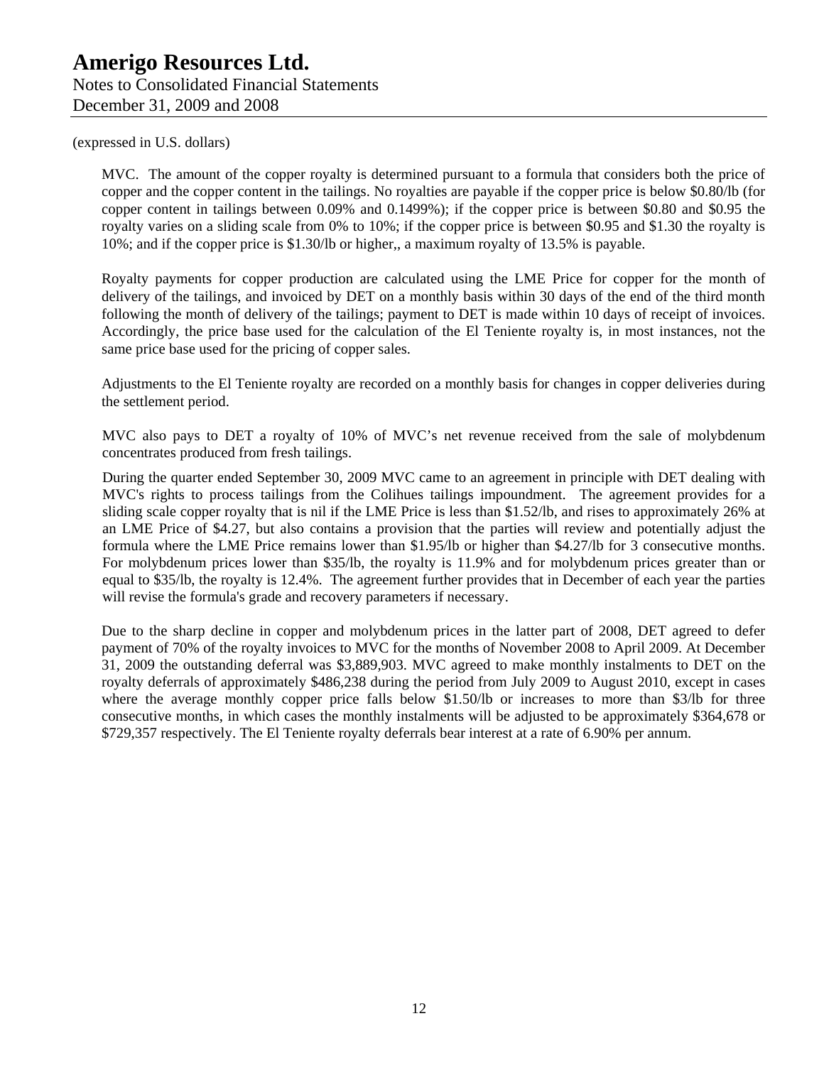(expressed in U.S. dollars)

MVC. The amount of the copper royalty is determined pursuant to a formula that considers both the price of copper and the copper content in the tailings. No royalties are payable if the copper price is below $0.80/lb (for copper content in tailings between 0.09% and 0.1499%); if the copper price is between $0.80 and $0.95 the royalty varies on a sliding scale from 0% to 10%; if the copper price is between $0.95 and $1.30 the royalty is 10%; and if the copper price is $1.30/lb or higher,, a maximum royalty of 13.5% is payable.

Royalty payments for copper production are calculated using the LME Price for copper for the month of delivery of the tailings, and invoiced by DET on a monthly basis within 30 days of the end of the third month following the month of delivery of the tailings; payment to DET is made within 10 days of receipt of invoices. Accordingly, the price base used for the calculation of the El Teniente royalty is, in most instances, not the same price base used for the pricing of copper sales.

Adjustments to the El Teniente royalty are recorded on a monthly basis for changes in copper deliveries during the settlement period.

MVC also pays to DET a royalty of 10% of MVC's net revenue received from the sale of molybdenum concentrates produced from fresh tailings.

During the quarter ended September 30, 2009 MVC came to an agreement in principle with DET dealing with MVC's rights to process tailings from the Colihues tailings impoundment. The agreement provides for a sliding scale copper royalty that is nil if the LME Price is less than $1.52/lb, and rises to approximately 26% at an LME Price of $4.27, but also contains a provision that the parties will review and potentially adjust the formula where the LME Price remains lower than $1.95/lb or higher than $4.27/lb for 3 consecutive months. For molybdenum prices lower than $35/lb, the royalty is 11.9% and for molybdenum prices greater than or equal to $35/lb, the royalty is 12.4%. The agreement further provides that in December of each year the parties will revise the formula's grade and recovery parameters if necessary.

Due to the sharp decline in copper and molybdenum prices in the latter part of 2008, DET agreed to defer payment of 70% of the royalty invoices to MVC for the months of November 2008 to April 2009. At December 31, 2009 the outstanding deferral was $3,889,903. MVC agreed to make monthly instalments to DET on the royalty deferrals of approximately $486,238 during the period from July 2009 to August 2010, except in cases where the average monthly copper price falls below $1.50/lb or increases to more than $3/lb for three consecutive months, in which cases the monthly instalments will be adjusted to be approximately $364,678 or $729,357 respectively. The El Teniente royalty deferrals bear interest at a rate of 6.90% per annum.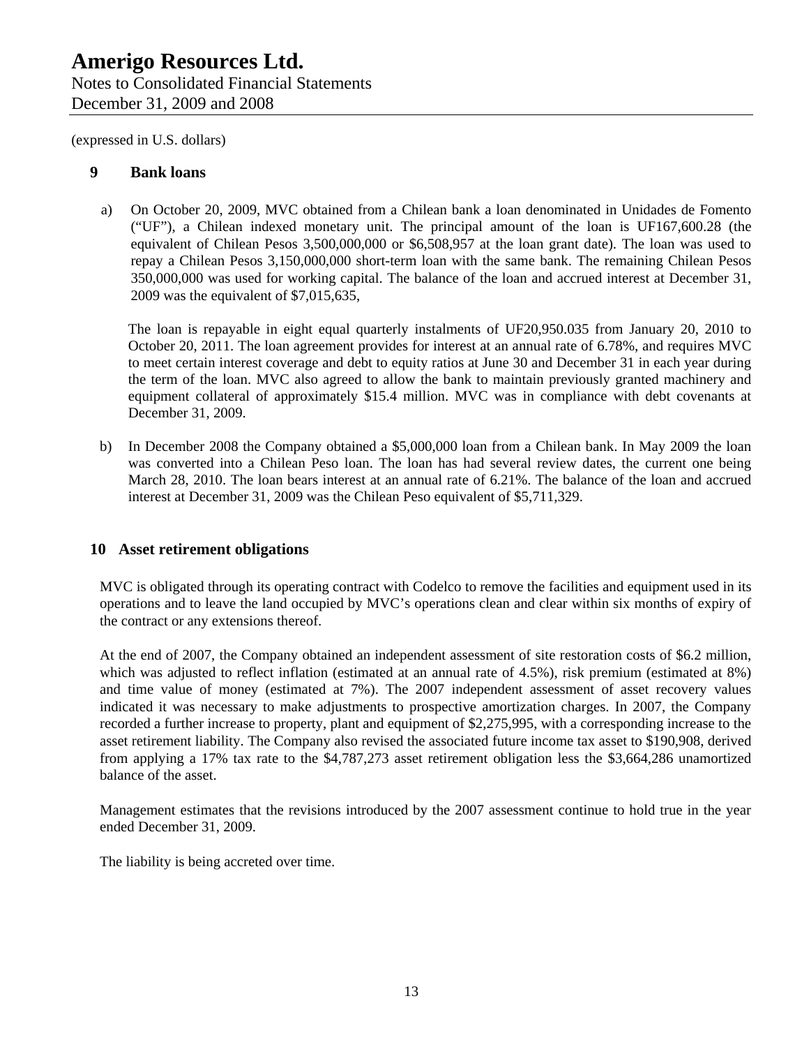(expressed in U.S. dollars)

## 9 Bank loans

a) On October 20, 2009, MVC obtained from a Chilean bank a loan denominated in Unidades de Fomento ("UF"), a Chilean indexed monetary unit. The principal amount of the loan is UF167,600.28 (the equivalent of Chilean Pesos 3,500,000,000 or $6,508,957 at the loan grant date). The loan was used to repay a Chilean Pesos 3,150,000,000 short-term loan with the same bank. The remaining Chilean Pesos 350,000,000 was used for working capital. The balance of the loan and accrued interest at December 31, 2009 was the equivalent of $7,015,635,

   The loan is repayable in eight equal quarterly instalments of UF20,950.035 from January 20, 2010 to October 20, 2011. The loan agreement provides for interest at an annual rate of 6.78%, and requires MVC to meet certain interest coverage and debt to equity ratios at June 30 and December 31 in each year during the term of the loan. MVC also agreed to allow the bank to maintain previously granted machinery and equipment collateral of approximately $15.4 million. MVC was in compliance with debt covenants at December 31, 2009.

b) In December 2008 the Company obtained a $5,000,000 loan from a Chilean bank. In May 2009 the loan was converted into a Chilean Peso loan. The loan has had several review dates, the current one being March 28, 2010. The loan bears interest at an annual rate of 6.21%. The balance of the loan and accrued interest at December 31, 2009 was the Chilean Peso equivalent of $5,711,329.

## 10 Asset retirement obligations

MVC is obligated through its operating contract with Codelco to remove the facilities and equipment used in its operations and to leave the land occupied by MVC's operations clean and clear within six months of expiry of the contract or any extensions thereof.

At the end of 2007, the Company obtained an independent assessment of site restoration costs of $6.2 million, which was adjusted to reflect inflation (estimated at an annual rate of 4.5%), risk premium (estimated at 8%) and time value of money (estimated at 7%). The 2007 independent assessment of asset recovery values indicated it was necessary to make adjustments to prospective amortization charges. In 2007, the Company recorded a further increase to property, plant and equipment of $2,275,995, with a corresponding increase to the asset retirement liability. The Company also revised the associated future income tax asset to $190,908, derived from applying a 17% tax rate to the $4,787,273 asset retirement obligation less the $3,664,286 unamortized balance of the asset.

Management estimates that the revisions introduced by the 2007 assessment continue to hold true in the year ended December 31, 2009.

The liability is being accreted over time.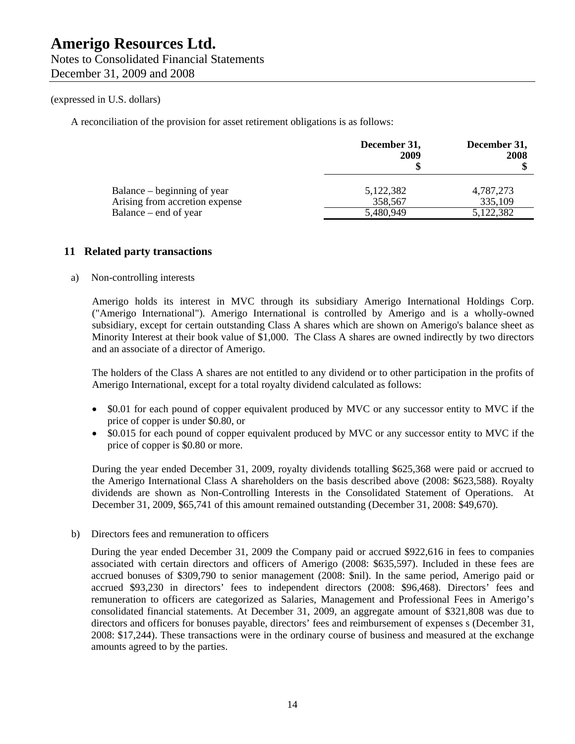(expressed in U.S. dollars)

A reconciliation of the provision for asset retirement obligations is as follows:

| | December 31, 2009 $ | December 31, 2008 $ |
|---|---|---|
| Balance – beginning of year | 5,122,382 | 4,787,273 |
| Arising from accretion expense | 358,567 | 335,109 |
| Balance – end of year | 5,480,949 | 5,122,382 |

## 11 Related party transactions

a) Non-controlling interests

Amerigo holds its interest in MVC through its subsidiary Amerigo International Holdings Corp. ("Amerigo International"). Amerigo International is controlled by Amerigo and is a wholly-owned subsidiary, except for certain outstanding Class A shares which are shown on Amerigo's balance sheet as Minority Interest at their book value of $1,000. The Class A shares are owned indirectly by two directors and an associate of a director of Amerigo.

The holders of the Class A shares are not entitled to any dividend or to other participation in the profits of Amerigo International, except for a total royalty dividend calculated as follows:

- $0.01 for each pound of copper equivalent produced by MVC or any successor entity to MVC if the price of copper is under $0.80, or
- $0.015 for each pound of copper equivalent produced by MVC or any successor entity to MVC if the price of copper is $0.80 or more.

During the year ended December 31, 2009, royalty dividends totalling $625,368 were paid or accrued to the Amerigo International Class A shareholders on the basis described above (2008: $623,588). Royalty dividends are shown as Non-Controlling Interests in the Consolidated Statement of Operations. At December 31, 2009, $65,741 of this amount remained outstanding (December 31, 2008: $49,670).

b) Directors fees and remuneration to officers

During the year ended December 31, 2009 the Company paid or accrued $922,616 in fees to companies associated with certain directors and officers of Amerigo (2008: $635,597). Included in these fees are accrued bonuses of $309,790 to senior management (2008: $nil). In the same period, Amerigo paid or accrued $93,230 in directors' fees to independent directors (2008: $96,468). Directors' fees and remuneration to officers are categorized as Salaries, Management and Professional Fees in Amerigo's consolidated financial statements. At December 31, 2009, an aggregate amount of $321,808 was due to directors and officers for bonuses payable, directors' fees and reimbursement of expenses s (December 31, 2008: $17,244). These transactions were in the ordinary course of business and measured at the exchange amounts agreed to by the parties.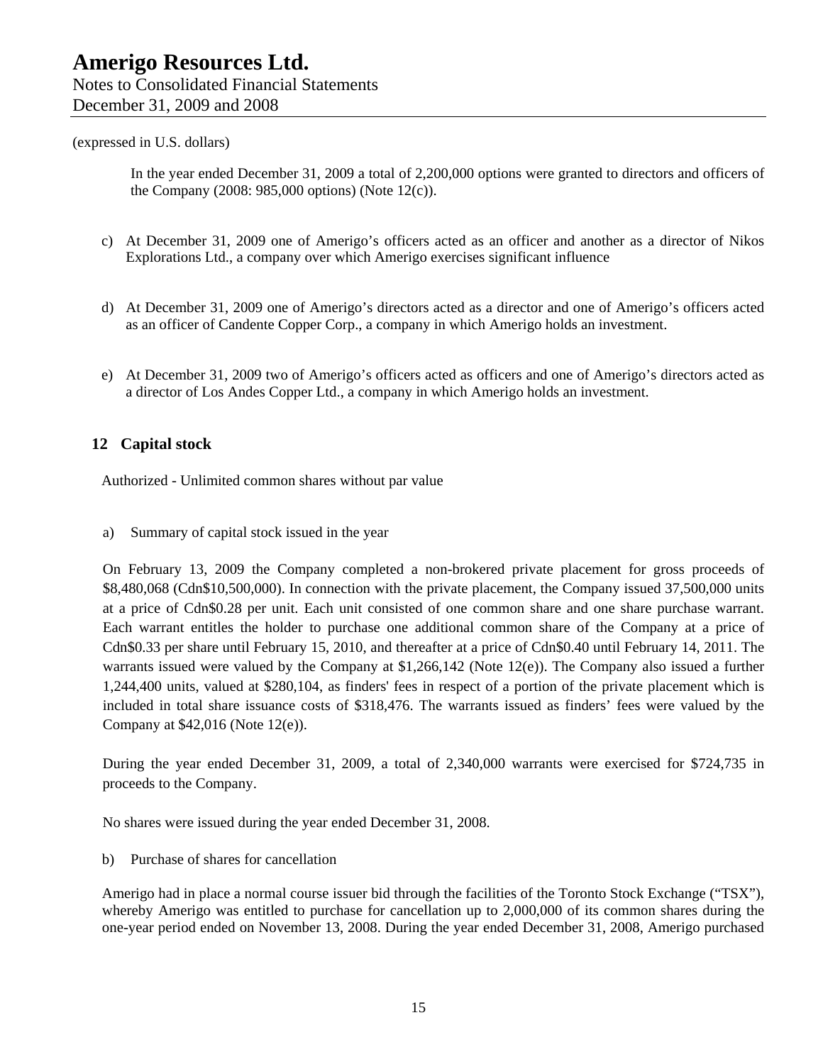(expressed in U.S. dollars)

In the year ended December 31, 2009 a total of 2,200,000 options were granted to directors and officers of the Company (2008: 985,000 options) (Note 12(c)).

c) At December 31, 2009 one of Amerigo's officers acted as an officer and another as a director of Nikos Explorations Ltd., a company over which Amerigo exercises significant influence

d) At December 31, 2009 one of Amerigo's directors acted as a director and one of Amerigo's officers acted as an officer of Candente Copper Corp., a company in which Amerigo holds an investment.

e) At December 31, 2009 two of Amerigo's officers acted as officers and one of Amerigo's directors acted as a director of Los Andes Copper Ltd., a company in which Amerigo holds an investment.

## 12 Capital stock

Authorized - Unlimited common shares without par value

a) Summary of capital stock issued in the year

On February 13, 2009 the Company completed a non-brokered private placement for gross proceeds of $8,480,068 (Cdn$10,500,000). In connection with the private placement, the Company issued 37,500,000 units at a price of Cdn$0.28 per unit. Each unit consisted of one common share and one share purchase warrant. Each warrant entitles the holder to purchase one additional common share of the Company at a price of Cdn$0.33 per share until February 15, 2010, and thereafter at a price of Cdn$0.40 until February 14, 2011. The warrants issued were valued by the Company at $1,266,142 (Note 12(e)). The Company also issued a further 1,244,400 units, valued at $280,104, as finders' fees in respect of a portion of the private placement which is included in total share issuance costs of $318,476. The warrants issued as finders' fees were valued by the Company at $42,016 (Note 12(e)).

During the year ended December 31, 2009, a total of 2,340,000 warrants were exercised for $724,735 in proceeds to the Company.

No shares were issued during the year ended December 31, 2008.

b) Purchase of shares for cancellation

Amerigo had in place a normal course issuer bid through the facilities of the Toronto Stock Exchange ("TSX"), whereby Amerigo was entitled to purchase for cancellation up to 2,000,000 of its common shares during the one-year period ended on November 13, 2008. During the year ended December 31, 2008, Amerigo purchased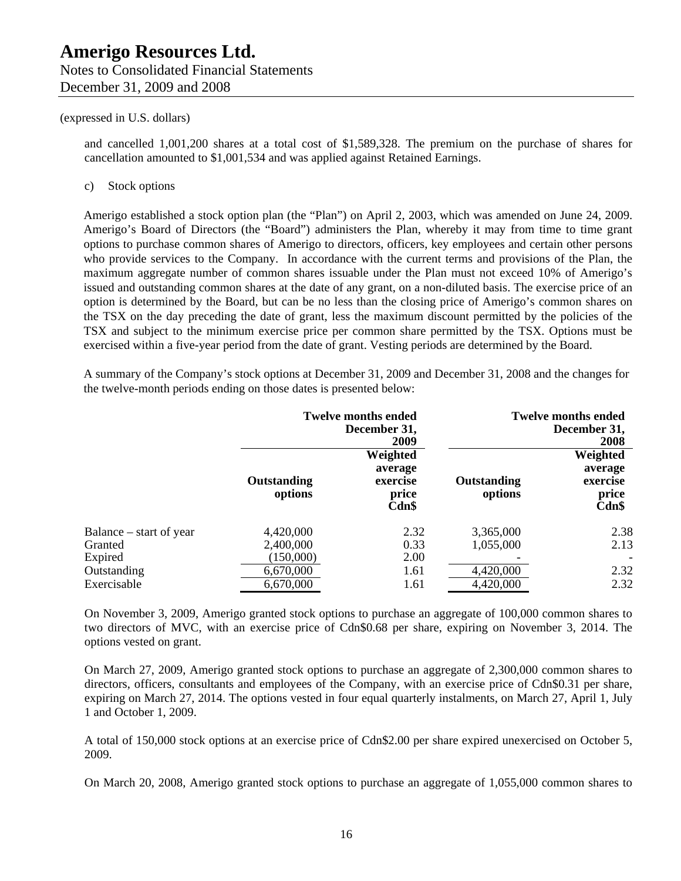(expressed in U.S. dollars)

and cancelled 1,001,200 shares at a total cost of $1,589,328. The premium on the purchase of shares for cancellation amounted to $1,001,534 and was applied against Retained Earnings.

c) Stock options

Amerigo established a stock option plan (the "Plan") on April 2, 2003, which was amended on June 24, 2009. Amerigo's Board of Directors (the "Board") administers the Plan, whereby it may from time to time grant options to purchase common shares of Amerigo to directors, officers, key employees and certain other persons who provide services to the Company. In accordance with the current terms and provisions of the Plan, the maximum aggregate number of common shares issuable under the Plan must not exceed 10% of Amerigo's issued and outstanding common shares at the date of any grant, on a non-diluted basis. The exercise price of an option is determined by the Board, but can be no less than the closing price of Amerigo's common shares on the TSX on the day preceding the date of grant, less the maximum discount permitted by the policies of the TSX and subject to the minimum exercise price per common share permitted by the TSX. Options must be exercised within a five-year period from the date of grant. Vesting periods are determined by the Board.

A summary of the Company's stock options at December 31, 2009 and December 31, 2008 and the changes for the twelve-month periods ending on those dates is presented below:

| | Twelve months ended December 31, 2009 | | Twelve months ended December 31, 2008 | |
|---|---|---|---|---|
| | **Outstanding options** | **Weighted average exercise price Cdn$** | **Outstanding options** | **Weighted average exercise price Cdn$** |
| Balance – start of year | 4,420,000 | 2.32 | 3,365,000 | 2.38 |
| Granted | 2,400,000 | 0.33 | 1,055,000 | 2.13 |
| Expired | (150,000) | 2.00 | - | - |
| Outstanding | 6,670,000 | 1.61 | 4,420,000 | 2.32 |
| Exercisable | 6,670,000 | 1.61 | 4,420,000 | 2.32 |

On November 3, 2009, Amerigo granted stock options to purchase an aggregate of 100,000 common shares to two directors of MVC, with an exercise price of Cdn$0.68 per share, expiring on November 3, 2014. The options vested on grant.

On March 27, 2009, Amerigo granted stock options to purchase an aggregate of 2,300,000 common shares to directors, officers, consultants and employees of the Company, with an exercise price of Cdn$0.31 per share, expiring on March 27, 2014. The options vested in four equal quarterly instalments, on March 27, April 1, July 1 and October 1, 2009.

A total of 150,000 stock options at an exercise price of Cdn$2.00 per share expired unexercised on October 5, 2009.

On March 20, 2008, Amerigo granted stock options to purchase an aggregate of 1,055,000 common shares to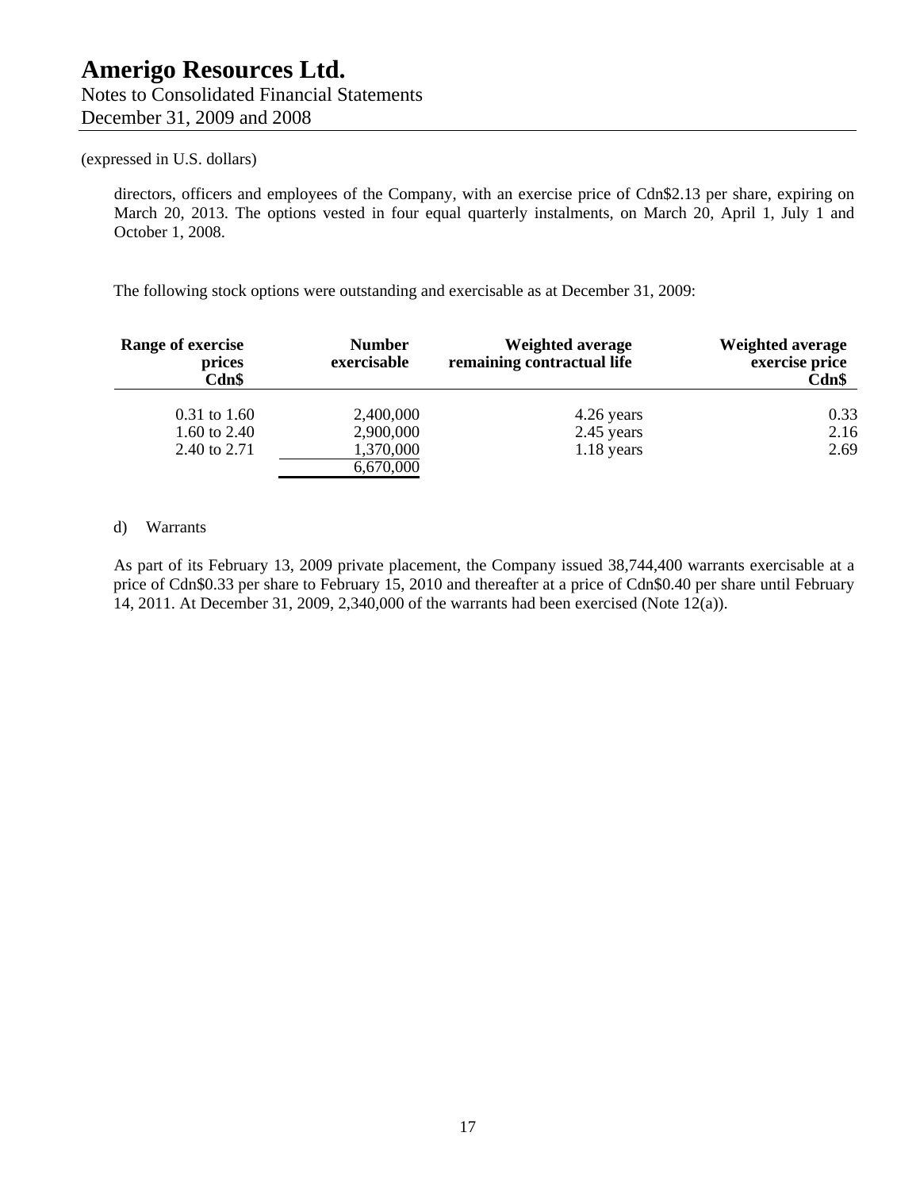(expressed in U.S. dollars)

directors, officers and employees of the Company, with an exercise price of Cdn$2.13 per share, expiring on March 20, 2013. The options vested in four equal quarterly instalments, on March 20, April 1, July 1 and October 1, 2008.

The following stock options were outstanding and exercisable as at December 31, 2009:

| Range of exercise prices Cdn$ | Number exercisable | Weighted average remaining contractual life | Weighted average exercise price Cdn$ |
|---|---|---|---|
| 0.31 to 1.60 | 2,400,000 | 4.26 years | 0.33 |
| 1.60 to 2.40 | 2,900,000 | 2.45 years | 2.16 |
| 2.40 to 2.71 | 1,370,000 | 1.18 years | 2.69 |
| | 6,670,000 | | |

d) Warrants

As part of its February 13, 2009 private placement, the Company issued 38,744,400 warrants exercisable at a price of Cdn$0.33 per share to February 15, 2010 and thereafter at a price of Cdn$0.40 per share until February 14, 2011. At December 31, 2009, 2,340,000 of the warrants had been exercised (Note 12(a)).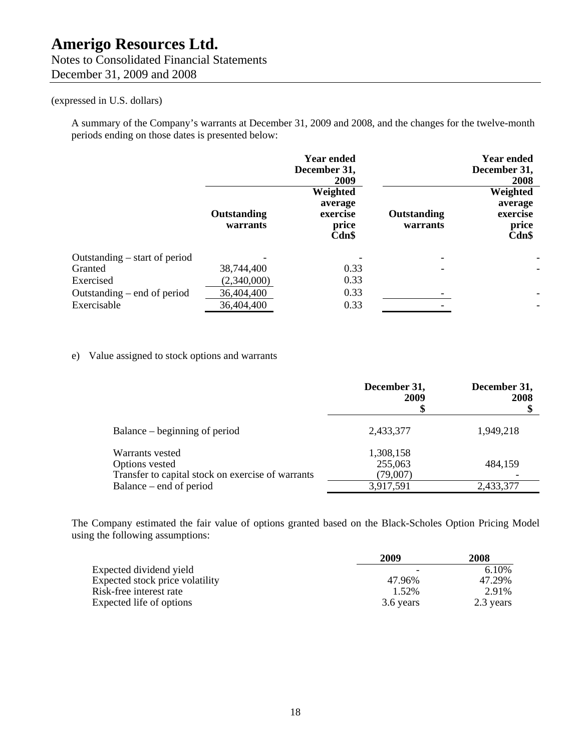(expressed in U.S. dollars)

A summary of the Company's warrants at December 31, 2009 and 2008, and the changes for the twelve-month periods ending on those dates is presented below:

| | Year ended December 31, 2009 | | Year ended December 31, 2008 | |
|---|---|---|---|---|
| | Outstanding warrants | Weighted average exercise price Cdn$ | Outstanding warrants | Weighted average exercise price Cdn$ |
| Outstanding – start of period | - | - | - | - |
| Granted | 38,744,400 | 0.33 | - | - |
| Exercised | (2,340,000) | 0.33 | | |
| Outstanding – end of period | 36,404,400 | 0.33 | - | - |
| Exercisable | 36,404,400 | 0.33 | - | - |

e) Value assigned to stock options and warrants

| | December 31, 2009 $ | December 31, 2008 $ |
|---|---|---|
| Balance – beginning of period | 2,433,377 | 1,949,218 |
| Warrants vested | 1,308,158 | |
| Options vested | 255,063 | 484,159 |
| Transfer to capital stock on exercise of warrants | (79,007) | - |
| Balance – end of period | 3,917,591 | 2,433,377 |

The Company estimated the fair value of options granted based on the Black-Scholes Option Pricing Model using the following assumptions:

| | 2009 | 2008 |
|---|---|---|
| Expected dividend yield | - | 6.10% |
| Expected stock price volatility | 47.96% | 47.29% |
| Risk-free interest rate | 1.52% | 2.91% |
| Expected life of options | 3.6 years | 2.3 years |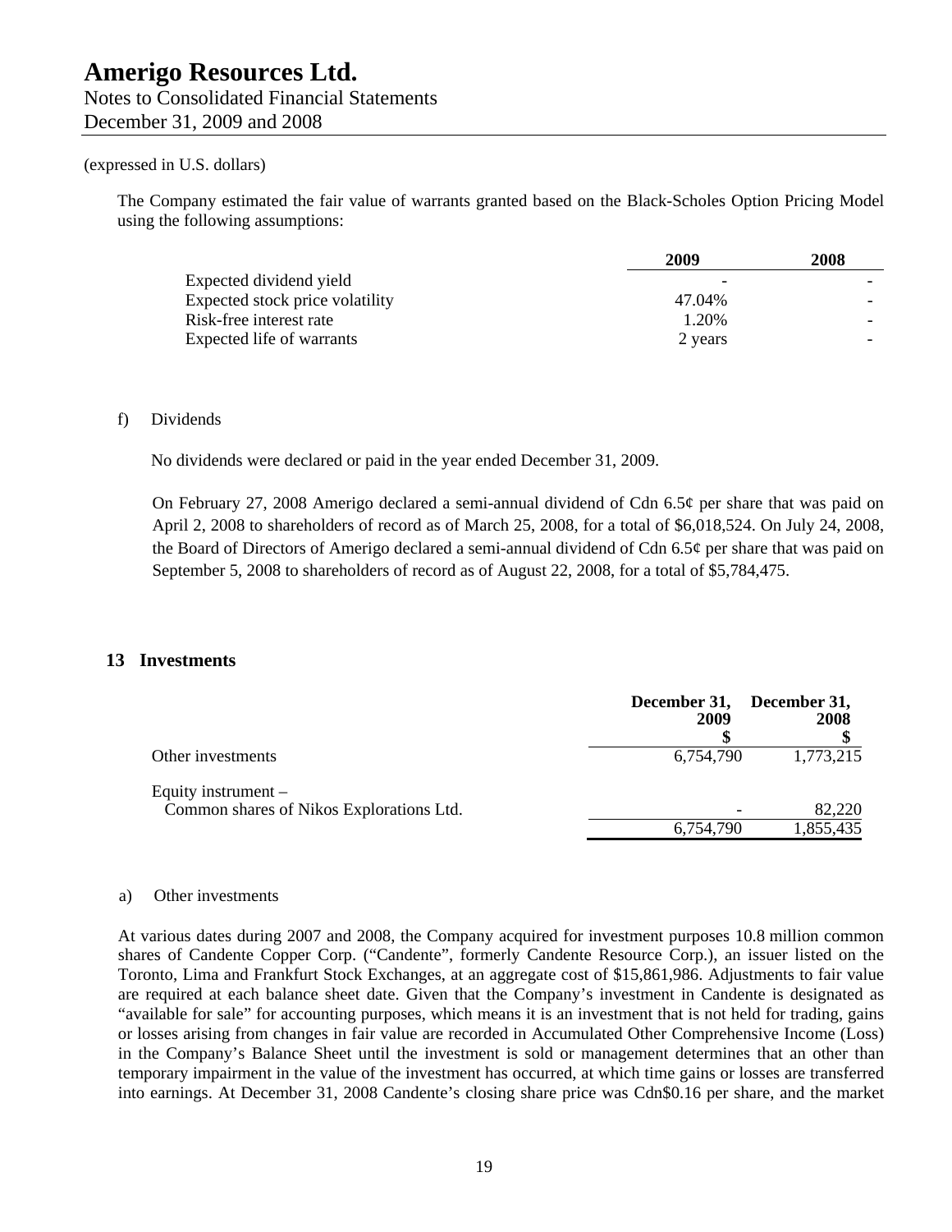(expressed in U.S. dollars)

The Company estimated the fair value of warrants granted based on the Black-Scholes Option Pricing Model using the following assumptions:

| | 2009 | 2008 |
|---|---|---|
| Expected dividend yield | - | - |
| Expected stock price volatility | 47.04% | - |
| Risk-free interest rate | 1.20% | - |
| Expected life of warrants | 2 years | - |

f) Dividends

No dividends were declared or paid in the year ended December 31, 2009.

On February 27, 2008 Amerigo declared a semi-annual dividend of Cdn 6.5¢ per share that was paid on April 2, 2008 to shareholders of record as of March 25, 2008, for a total of $6,018,524. On July 24, 2008, the Board of Directors of Amerigo declared a semi-annual dividend of Cdn 6.5¢ per share that was paid on September 5, 2008 to shareholders of record as of August 22, 2008, for a total of $5,784,475.

## 13 Investments

| | December 31, 2009 $ | December 31, 2008 $ |
|---|---|---|
| Other investments | 6,754,790 | 1,773,215 |
| Equity instrument – Common shares of Nikos Explorations Ltd. | - | 82,220 |
| | 6,754,790 | 1,855,435 |

a) Other investments

At various dates during 2007 and 2008, the Company acquired for investment purposes 10.8 million common shares of Candente Copper Corp. ("Candente", formerly Candente Resource Corp.), an issuer listed on the Toronto, Lima and Frankfurt Stock Exchanges, at an aggregate cost of $15,861,986. Adjustments to fair value are required at each balance sheet date. Given that the Company's investment in Candente is designated as "available for sale" for accounting purposes, which means it is an investment that is not held for trading, gains or losses arising from changes in fair value are recorded in Accumulated Other Comprehensive Income (Loss) in the Company's Balance Sheet until the investment is sold or management determines that an other than temporary impairment in the value of the investment has occurred, at which time gains or losses are transferred into earnings. At December 31, 2008 Candente's closing share price was Cdn$0.16 per share, and the market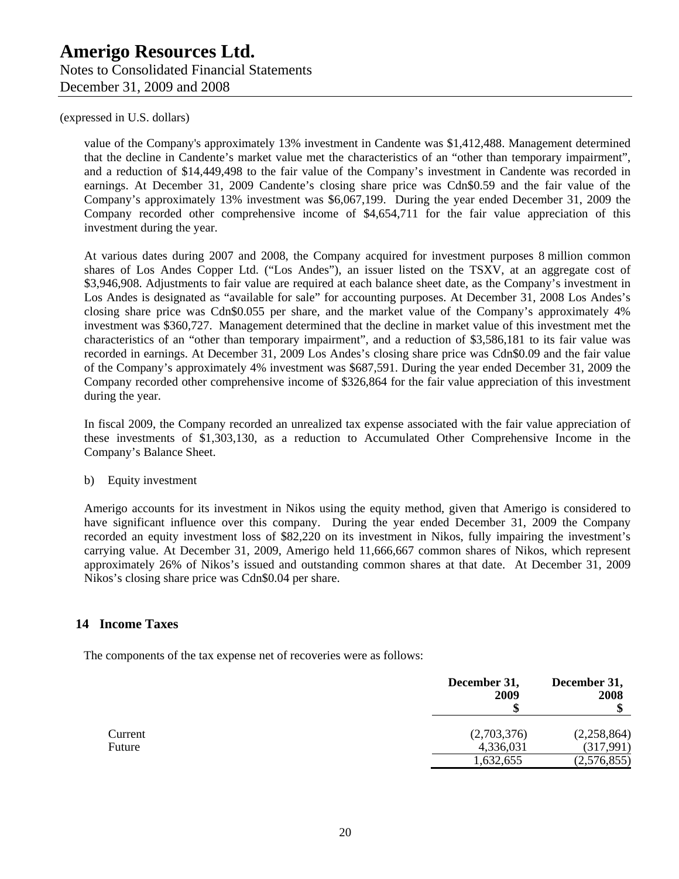(expressed in U.S. dollars)

value of the Company's approximately 13% investment in Candente was $1,412,488. Management determined that the decline in Candente's market value met the characteristics of an "other than temporary impairment", and a reduction of $14,449,498 to the fair value of the Company's investment in Candente was recorded in earnings. At December 31, 2009 Candente's closing share price was Cdn$0.59 and the fair value of the Company's approximately 13% investment was $6,067,199. During the year ended December 31, 2009 the Company recorded other comprehensive income of $4,654,711 for the fair value appreciation of this investment during the year.

At various dates during 2007 and 2008, the Company acquired for investment purposes 8 million common shares of Los Andes Copper Ltd. ("Los Andes"), an issuer listed on the TSXV, at an aggregate cost of $3,946,908. Adjustments to fair value are required at each balance sheet date, as the Company's investment in Los Andes is designated as "available for sale" for accounting purposes. At December 31, 2008 Los Andes's closing share price was Cdn$0.055 per share, and the market value of the Company's approximately 4% investment was $360,727. Management determined that the decline in market value of this investment met the characteristics of an "other than temporary impairment", and a reduction of $3,586,181 to its fair value was recorded in earnings. At December 31, 2009 Los Andes's closing share price was Cdn$0.09 and the fair value of the Company's approximately 4% investment was $687,591. During the year ended December 31, 2009 the Company recorded other comprehensive income of $326,864 for the fair value appreciation of this investment during the year.

In fiscal 2009, the Company recorded an unrealized tax expense associated with the fair value appreciation of these investments of $1,303,130, as a reduction to Accumulated Other Comprehensive Income in the Company's Balance Sheet.

b) Equity investment

Amerigo accounts for its investment in Nikos using the equity method, given that Amerigo is considered to have significant influence over this company. During the year ended December 31, 2009 the Company recorded an equity investment loss of $82,220 on its investment in Nikos, fully impairing the investment's carrying value. At December 31, 2009, Amerigo held 11,666,667 common shares of Nikos, which represent approximately 26% of Nikos's issued and outstanding common shares at that date. At December 31, 2009 Nikos's closing share price was Cdn$0.04 per share.

## 14 Income Taxes

The components of the tax expense net of recoveries were as follows:

| | December 31, 2009 $ | December 31, 2008 $ |
|---|---|---|
| Current | (2,703,376) | (2,258,864) |
| Future | 4,336,031 | (317,991) |
| | 1,632,655 | (2,576,855) |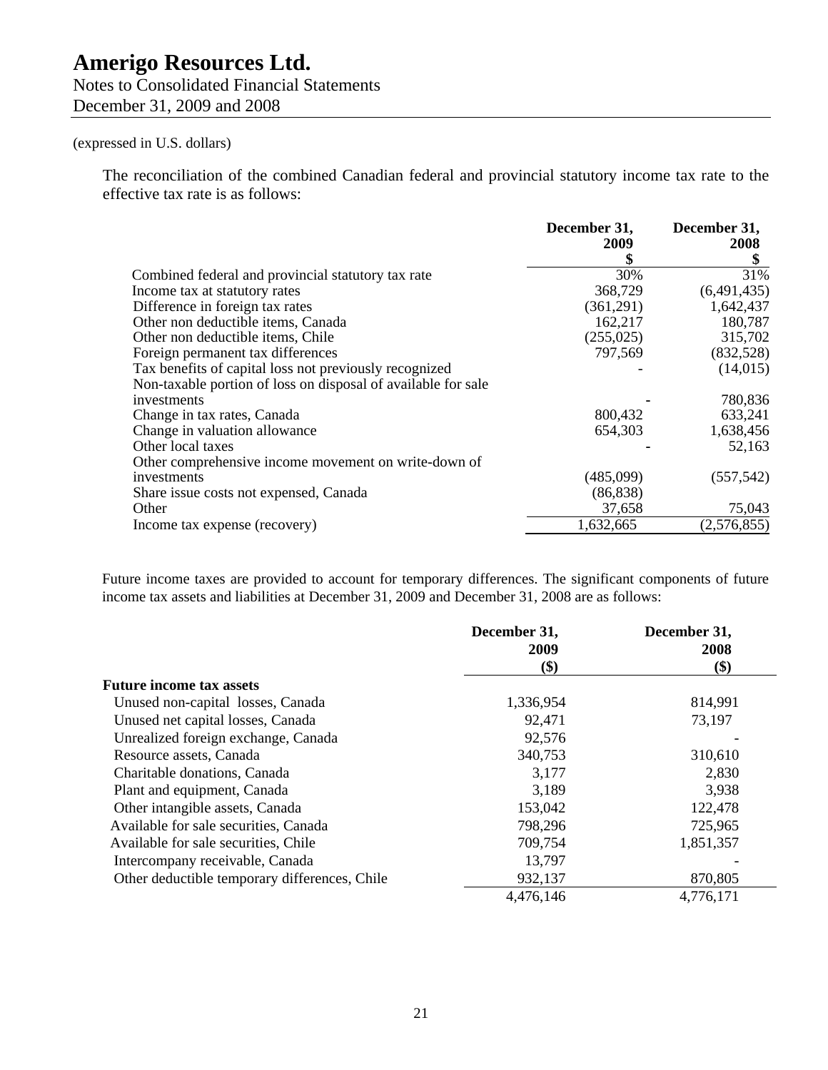(expressed in U.S. dollars)

The reconciliation of the combined Canadian federal and provincial statutory income tax rate to the effective tax rate is as follows:

| | December 31, 2009 $ | December 31, 2008 $ |
|---|---|---|
| Combined federal and provincial statutory tax rate | 30% | 31% |
| Income tax at statutory rates | 368,729 | (6,491,435) |
| Difference in foreign tax rates | (361,291) | 1,642,437 |
| Other non deductible items, Canada | 162,217 | 180,787 |
| Other non deductible items, Chile | (255,025) | 315,702 |
| Foreign permanent tax differences | 797,569 | (832,528) |
| Tax benefits of capital loss not previously recognized | - | (14,015) |
| Non-taxable portion of loss on disposal of available for sale investments | - | 780,836 |
| Change in tax rates, Canada | 800,432 | 633,241 |
| Change in valuation allowance | 654,303 | 1,638,456 |
| Other local taxes | - | 52,163 |
| Other comprehensive income movement on write-down of investments | (485,099) | (557,542) |
| Share issue costs not expensed, Canada | (86,838) | |
| Other | 37,658 | 75,043 |
| Income tax expense (recovery) | 1,632,665 | (2,576,855) |

Future income taxes are provided to account for temporary differences. The significant components of future income tax assets and liabilities at December 31, 2009 and December 31, 2008 are as follows:

| | December 31, 2009 ($) | December 31, 2008 ($) |
|---|---|---|
| **Future income tax assets** | | |
| Unused non-capital losses, Canada | 1,336,954 | 814,991 |
| Unused net capital losses, Canada | 92,471 | 73,197 |
| Unrealized foreign exchange, Canada | 92,576 | - |
| Resource assets, Canada | 340,753 | 310,610 |
| Charitable donations, Canada | 3,177 | 2,830 |
| Plant and equipment, Canada | 3,189 | 3,938 |
| Other intangible assets, Canada | 153,042 | 122,478 |
| Available for sale securities, Canada | 798,296 | 725,965 |
| Available for sale securities, Chile | 709,754 | 1,851,357 |
| Intercompany receivable, Canada | 13,797 | - |
| Other deductible temporary differences, Chile | 932,137 | 870,805 |
| | 4,476,146 | 4,776,171 |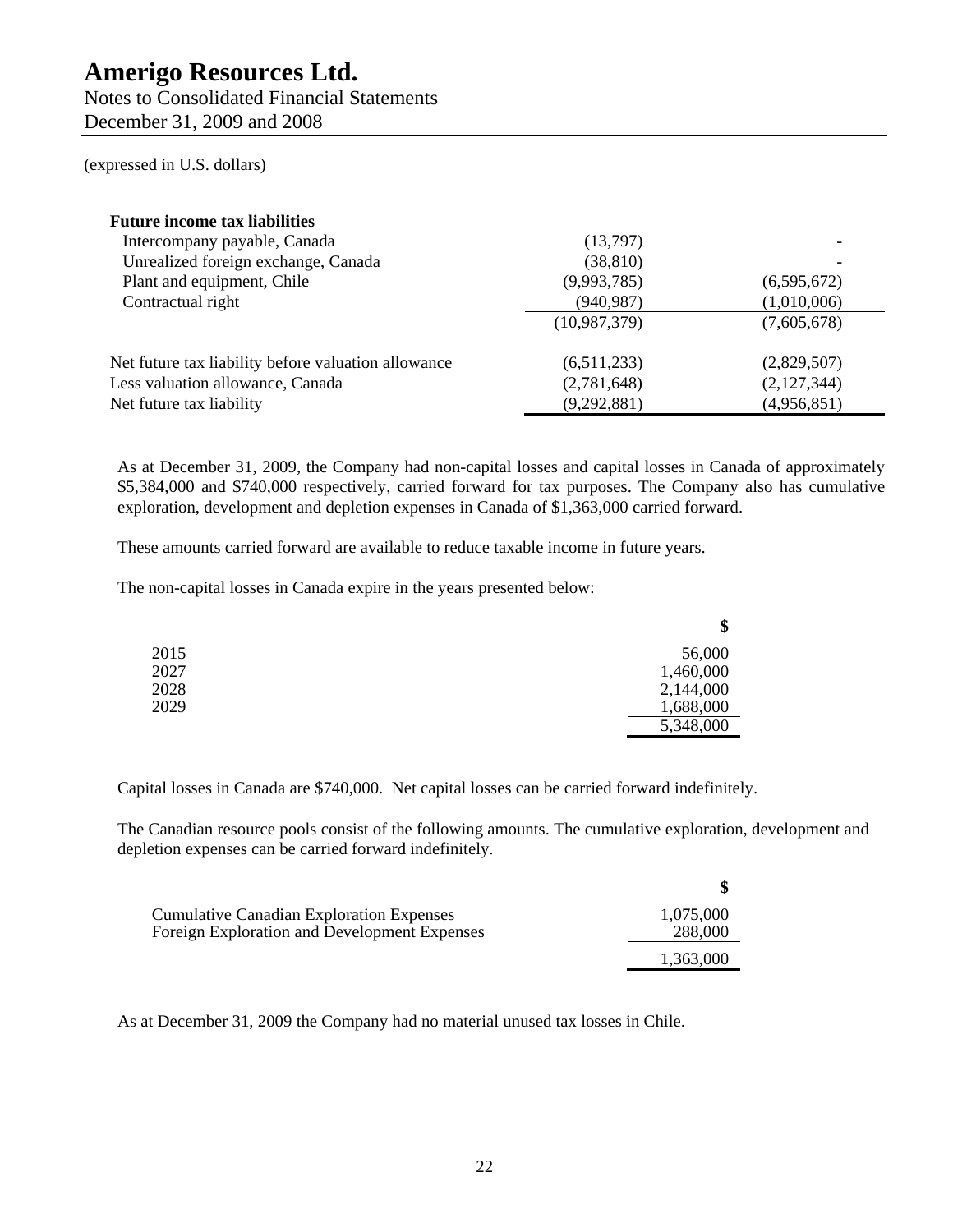(expressed in U.S. dollars)

| | | |
|---|---|---|
| **Future income tax liabilities** | | |
| Intercompany payable, Canada | (13,797) | - |
| Unrealized foreign exchange, Canada | (38,810) | - |
| Plant and equipment, Chile | (9,993,785) | (6,595,672) |
| Contractual right | (940,987) | (1,010,006) |
| | (10,987,379) | (7,605,678) |
| Net future tax liability before valuation allowance | (6,511,233) | (2,829,507) |
| Less valuation allowance, Canada | (2,781,648) | (2,127,344) |
| Net future tax liability | (9,292,881) | (4,956,851) |

As at December 31, 2009, the Company had non-capital losses and capital losses in Canada of approximately $5,384,000 and $740,000 respectively, carried forward for tax purposes. The Company also has cumulative exploration, development and depletion expenses in Canada of $1,363,000 carried forward.

These amounts carried forward are available to reduce taxable income in future years.

The non-capital losses in Canada expire in the years presented below:

| | $ |
|---|---|
| 2015 | 56,000 |
| 2027 | 1,460,000 |
| 2028 | 2,144,000 |
| 2029 | 1,688,000 |
| | 5,348,000 |

Capital losses in Canada are $740,000. Net capital losses can be carried forward indefinitely.

The Canadian resource pools consist of the following amounts. The cumulative exploration, development and depletion expenses can be carried forward indefinitely.

| | $ |
|---|---|
| Cumulative Canadian Exploration Expenses | 1,075,000 |
| Foreign Exploration and Development Expenses | 288,000 |
| | 1,363,000 |

As at December 31, 2009 the Company had no material unused tax losses in Chile.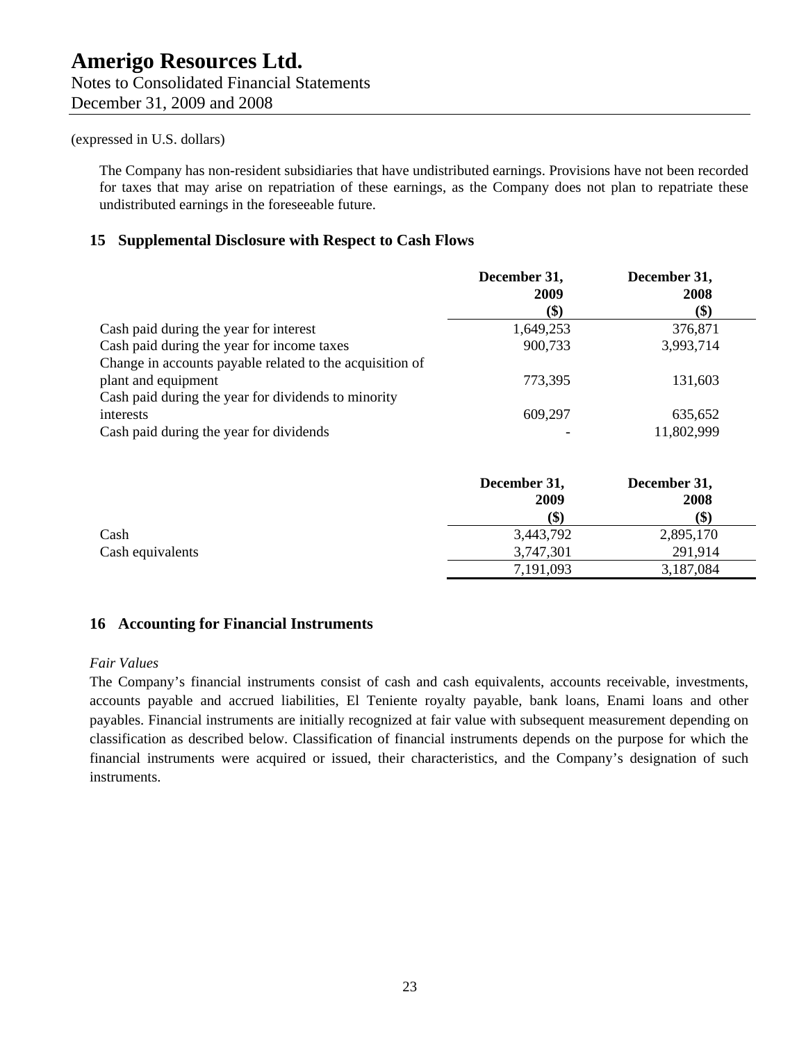(expressed in U.S. dollars)

The Company has non-resident subsidiaries that have undistributed earnings. Provisions have not been recorded for taxes that may arise on repatriation of these earnings, as the Company does not plan to repatriate these undistributed earnings in the foreseeable future.

## 15 Supplemental Disclosure with Respect to Cash Flows

| | December 31, 2009 ($) | December 31, 2008 ($) |
|---|---|---|
| Cash paid during the year for interest | 1,649,253 | 376,871 |
| Cash paid during the year for income taxes | 900,733 | 3,993,714 |
| Change in accounts payable related to the acquisition of plant and equipment | 773,395 | 131,603 |
| Cash paid during the year for dividends to minority interests | 609,297 | 635,652 |
| Cash paid during the year for dividends | - | 11,802,999 |

| | December 31, 2009 ($) | December 31, 2008 ($) |
|---|---|---|
| Cash | 3,443,792 | 2,895,170 |
| Cash equivalents | 3,747,301 | 291,914 |
| | 7,191,093 | 3,187,084 |

## 16 Accounting for Financial Instruments

*Fair Values*

The Company's financial instruments consist of cash and cash equivalents, accounts receivable, investments, accounts payable and accrued liabilities, El Teniente royalty payable, bank loans, Enami loans and other payables. Financial instruments are initially recognized at fair value with subsequent measurement depending on classification as described below. Classification of financial instruments depends on the purpose for which the financial instruments were acquired or issued, their characteristics, and the Company's designation of such instruments.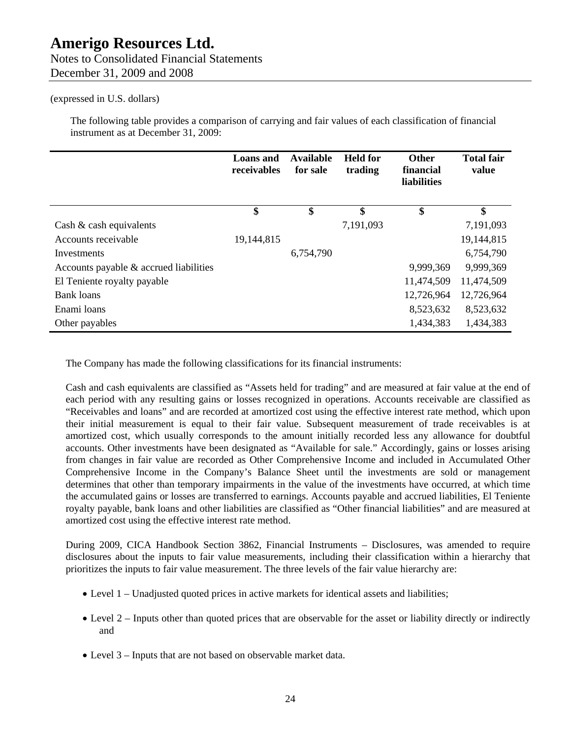(expressed in U.S. dollars)

The following table provides a comparison of carrying and fair values of each classification of financial instrument as at December 31, 2009:

| | Loans and receivables | Available for sale | Held for trading | Other financial liabilities | Total fair value |
|---|---|---|---|---|---|
| | $ | $ | $ | $ | $ |
| Cash & cash equivalents | | | 7,191,093 | | 7,191,093 |
| Accounts receivable | 19,144,815 | | | | 19,144,815 |
| Investments | | 6,754,790 | | | 6,754,790 |
| Accounts payable & accrued liabilities | | | | 9,999,369 | 9,999,369 |
| El Teniente royalty payable | | | | 11,474,509 | 11,474,509 |
| Bank loans | | | | 12,726,964 | 12,726,964 |
| Enami loans | | | | 8,523,632 | 8,523,632 |
| Other payables | | | | 1,434,383 | 1,434,383 |

The Company has made the following classifications for its financial instruments:

Cash and cash equivalents are classified as "Assets held for trading" and are measured at fair value at the end of each period with any resulting gains or losses recognized in operations. Accounts receivable are classified as "Receivables and loans" and are recorded at amortized cost using the effective interest rate method, which upon their initial measurement is equal to their fair value. Subsequent measurement of trade receivables is at amortized cost, which usually corresponds to the amount initially recorded less any allowance for doubtful accounts. Other investments have been designated as "Available for sale." Accordingly, gains or losses arising from changes in fair value are recorded as Other Comprehensive Income and included in Accumulated Other Comprehensive Income in the Company's Balance Sheet until the investments are sold or management determines that other than temporary impairments in the value of the investments have occurred, at which time the accumulated gains or losses are transferred to earnings. Accounts payable and accrued liabilities, El Teniente royalty payable, bank loans and other liabilities are classified as "Other financial liabilities" and are measured at amortized cost using the effective interest rate method.

During 2009, CICA Handbook Section 3862, Financial Instruments – Disclosures, was amended to require disclosures about the inputs to fair value measurements, including their classification within a hierarchy that prioritizes the inputs to fair value measurement. The three levels of the fair value hierarchy are:

- Level 1 – Unadjusted quoted prices in active markets for identical assets and liabilities;
- Level 2 – Inputs other than quoted prices that are observable for the asset or liability directly or indirectly and
- Level 3 – Inputs that are not based on observable market data.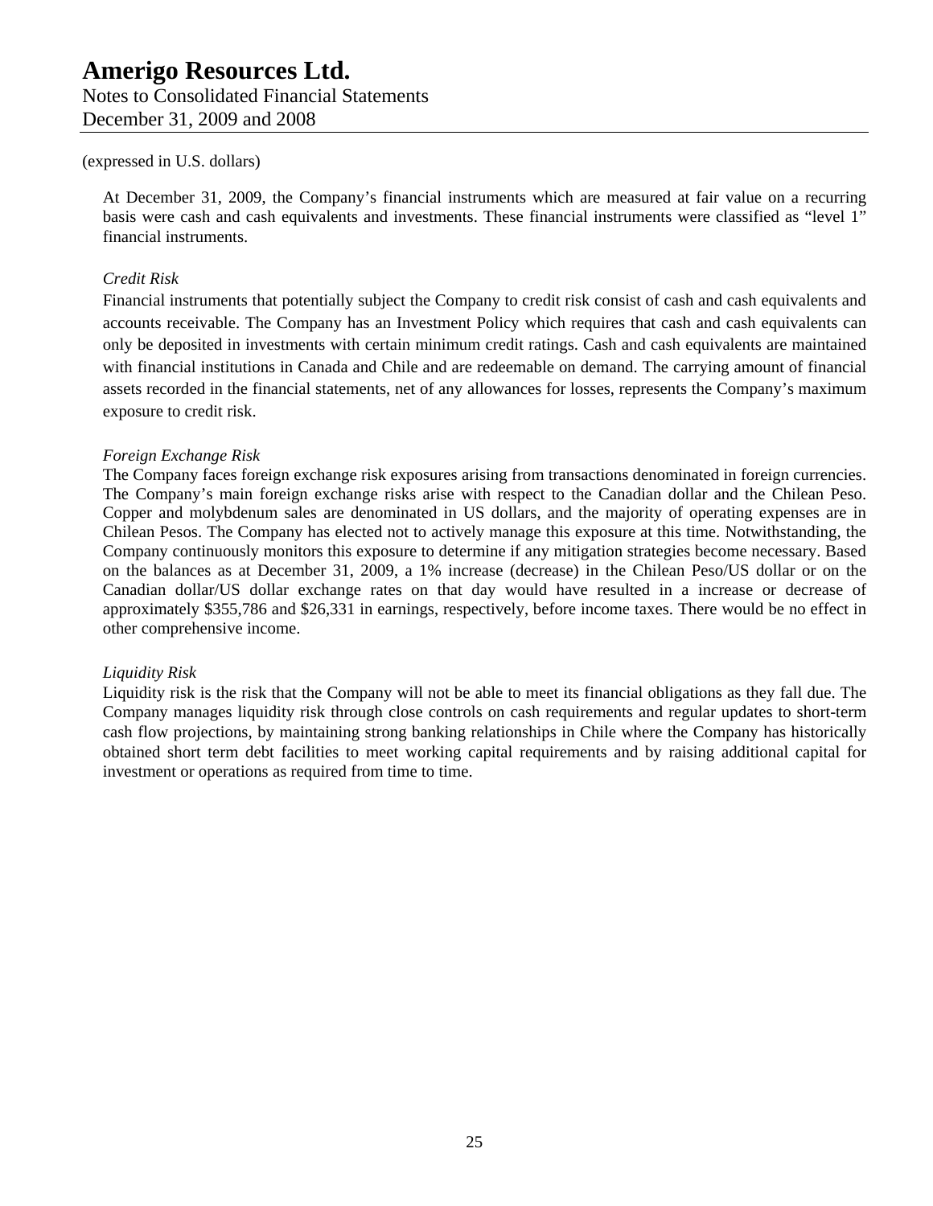(expressed in U.S. dollars)

At December 31, 2009, the Company's financial instruments which are measured at fair value on a recurring basis were cash and cash equivalents and investments. These financial instruments were classified as "level 1" financial instruments.

*Credit Risk*

Financial instruments that potentially subject the Company to credit risk consist of cash and cash equivalents and accounts receivable. The Company has an Investment Policy which requires that cash and cash equivalents can only be deposited in investments with certain minimum credit ratings. Cash and cash equivalents are maintained with financial institutions in Canada and Chile and are redeemable on demand. The carrying amount of financial assets recorded in the financial statements, net of any allowances for losses, represents the Company's maximum exposure to credit risk.

*Foreign Exchange Risk*

The Company faces foreign exchange risk exposures arising from transactions denominated in foreign currencies. The Company's main foreign exchange risks arise with respect to the Canadian dollar and the Chilean Peso. Copper and molybdenum sales are denominated in US dollars, and the majority of operating expenses are in Chilean Pesos. The Company has elected not to actively manage this exposure at this time. Notwithstanding, the Company continuously monitors this exposure to determine if any mitigation strategies become necessary. Based on the balances as at December 31, 2009, a 1% increase (decrease) in the Chilean Peso/US dollar or on the Canadian dollar/US dollar exchange rates on that day would have resulted in a increase or decrease of approximately $355,786 and $26,331 in earnings, respectively, before income taxes. There would be no effect in other comprehensive income.

*Liquidity Risk*

Liquidity risk is the risk that the Company will not be able to meet its financial obligations as they fall due. The Company manages liquidity risk through close controls on cash requirements and regular updates to short-term cash flow projections, by maintaining strong banking relationships in Chile where the Company has historically obtained short term debt facilities to meet working capital requirements and by raising additional capital for investment or operations as required from time to time.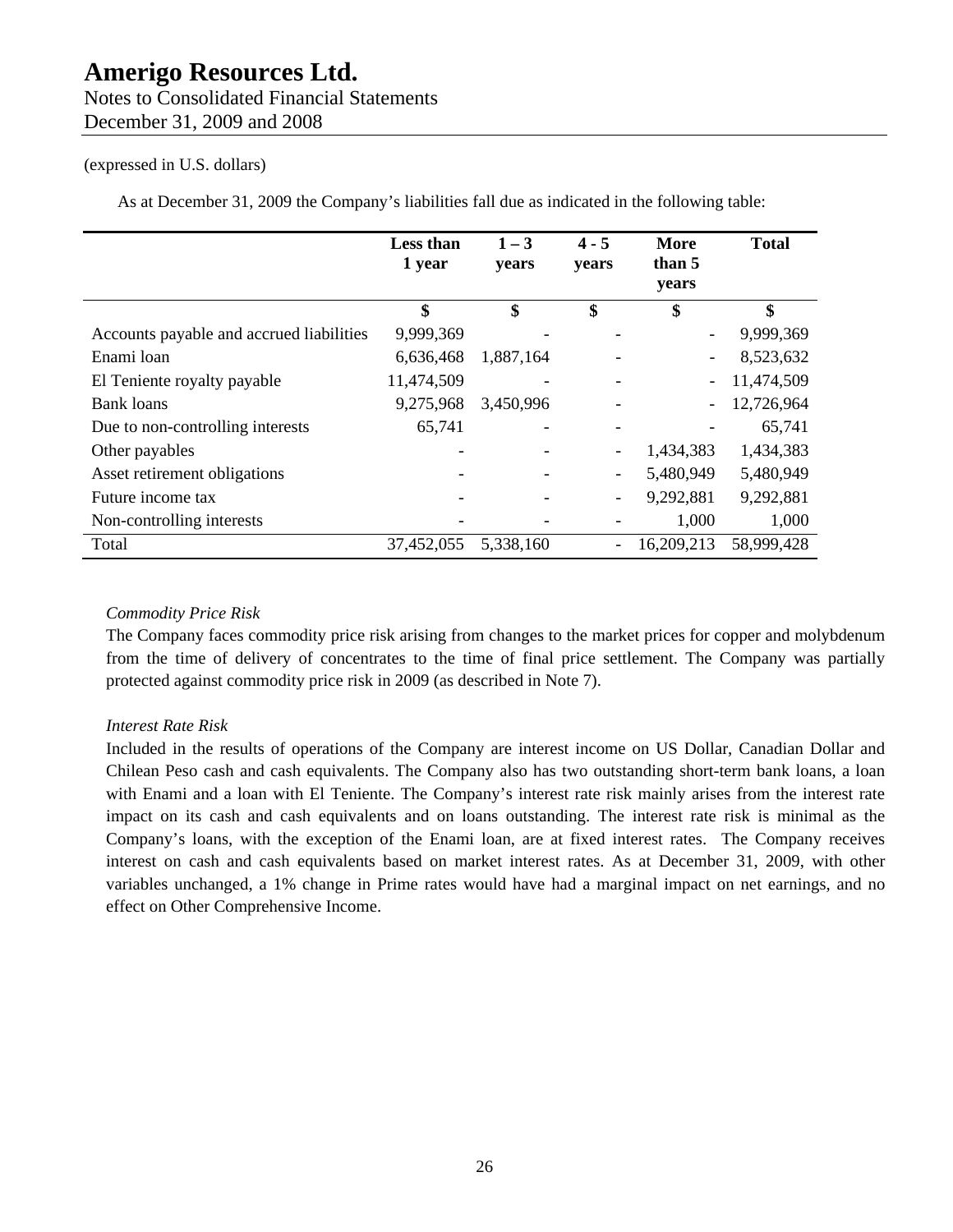# Amerigo Resources Ltd.

Notes to Consolidated Financial Statements
December 31, 2009 and 2008

(expressed in U.S. dollars)

As at December 31, 2009 the Company's liabilities fall due as indicated in the following table:

| | Less than 1 year | 1 – 3 years | 4 - 5 years | More than 5 years | Total |
|---|---|---|---|---|---|
| | $ | $ | $ | $ | $ |
| Accounts payable and accrued liabilities | 9,999,369 | - | - | - | 9,999,369 |
| Enami loan | 6,636,468 | 1,887,164 | - | - | 8,523,632 |
| El Teniente royalty payable | 11,474,509 | - | - | - | 11,474,509 |
| Bank loans | 9,275,968 | 3,450,996 | - | - | 12,726,964 |
| Due to non-controlling interests | 65,741 | - | - | - | 65,741 |
| Other payables | - | - | - | 1,434,383 | 1,434,383 |
| Asset retirement obligations | - | - | - | 5,480,949 | 5,480,949 |
| Future income tax | - | - | - | 9,292,881 | 9,292,881 |
| Non-controlling interests | - | - | - | 1,000 | 1,000 |
| Total | 37,452,055 | 5,338,160 | - | 16,209,213 | 58,999,428 |

*Commodity Price Risk*

The Company faces commodity price risk arising from changes to the market prices for copper and molybdenum from the time of delivery of concentrates to the time of final price settlement. The Company was partially protected against commodity price risk in 2009 (as described in Note 7).

*Interest Rate Risk*

Included in the results of operations of the Company are interest income on US Dollar, Canadian Dollar and Chilean Peso cash and cash equivalents. The Company also has two outstanding short-term bank loans, a loan with Enami and a loan with El Teniente. The Company's interest rate risk mainly arises from the interest rate impact on its cash and cash equivalents and on loans outstanding. The interest rate risk is minimal as the Company's loans, with the exception of the Enami loan, are at fixed interest rates. The Company receives interest on cash and cash equivalents based on market interest rates. As at December 31, 2009, with other variables unchanged, a 1% change in Prime rates would have had a marginal impact on net earnings, and no effect on Other Comprehensive Income.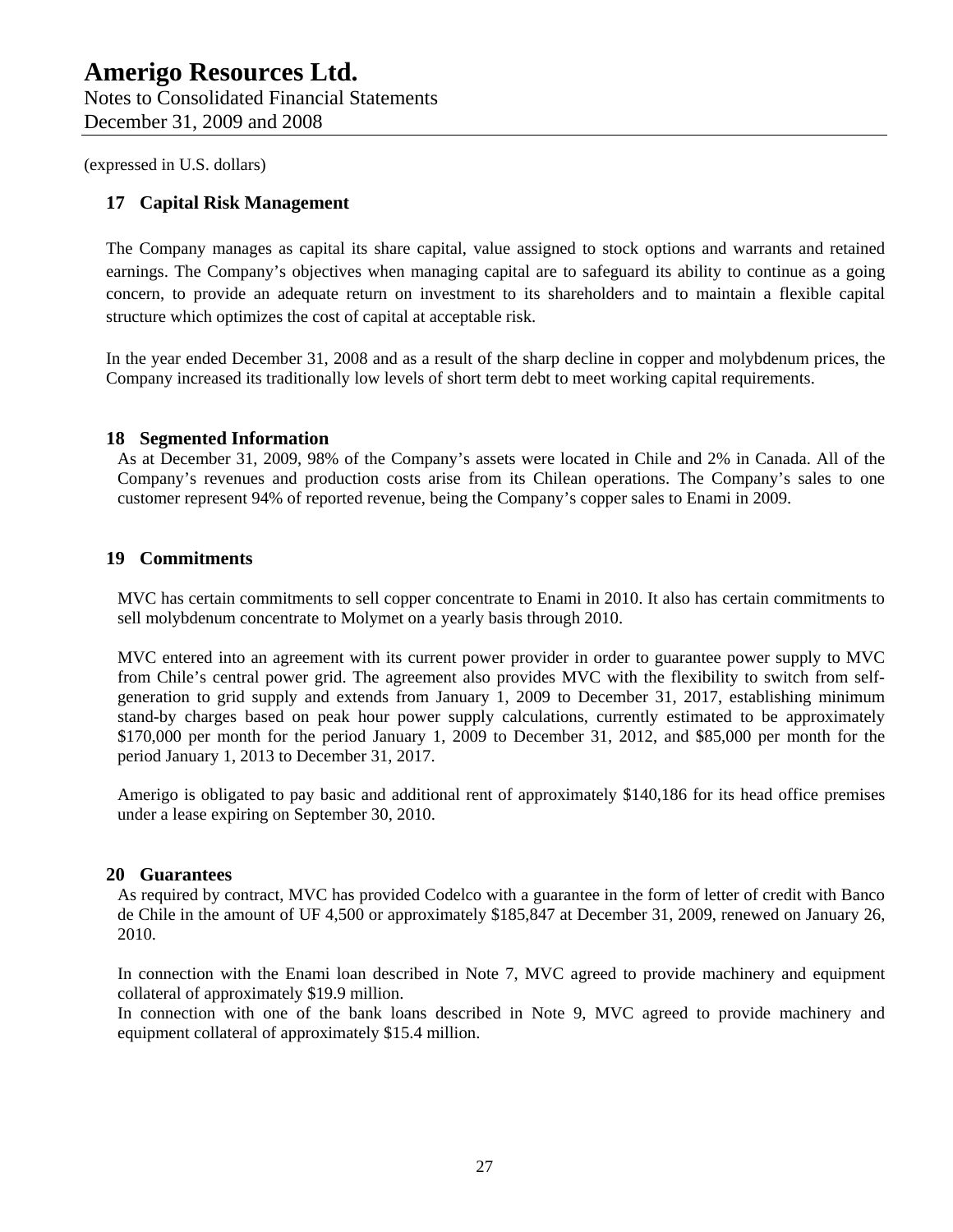# Amerigo Resources Ltd.

Notes to Consolidated Financial Statements
December 31, 2009 and 2008

(expressed in U.S. dollars)

## 17 Capital Risk Management

The Company manages as capital its share capital, value assigned to stock options and warrants and retained earnings. The Company's objectives when managing capital are to safeguard its ability to continue as a going concern, to provide an adequate return on investment to its shareholders and to maintain a flexible capital structure which optimizes the cost of capital at acceptable risk.

In the year ended December 31, 2008 and as a result of the sharp decline in copper and molybdenum prices, the Company increased its traditionally low levels of short term debt to meet working capital requirements.

## 18 Segmented Information

As at December 31, 2009, 98% of the Company's assets were located in Chile and 2% in Canada. All of the Company's revenues and production costs arise from its Chilean operations. The Company's sales to one customer represent 94% of reported revenue, being the Company's copper sales to Enami in 2009.

## 19 Commitments

MVC has certain commitments to sell copper concentrate to Enami in 2010. It also has certain commitments to sell molybdenum concentrate to Molymet on a yearly basis through 2010.

MVC entered into an agreement with its current power provider in order to guarantee power supply to MVC from Chile's central power grid. The agreement also provides MVC with the flexibility to switch from self-generation to grid supply and extends from January 1, 2009 to December 31, 2017, establishing minimum stand-by charges based on peak hour power supply calculations, currently estimated to be approximately $170,000 per month for the period January 1, 2009 to December 31, 2012, and $85,000 per month for the period January 1, 2013 to December 31, 2017.

Amerigo is obligated to pay basic and additional rent of approximately $140,186 for its head office premises under a lease expiring on September 30, 2010.

## 20 Guarantees

As required by contract, MVC has provided Codelco with a guarantee in the form of letter of credit with Banco de Chile in the amount of UF 4,500 or approximately $185,847 at December 31, 2009, renewed on January 26, 2010.

In connection with the Enami loan described in Note 7, MVC agreed to provide machinery and equipment collateral of approximately $19.9 million.

In connection with one of the bank loans described in Note 9, MVC agreed to provide machinery and equipment collateral of approximately $15.4 million.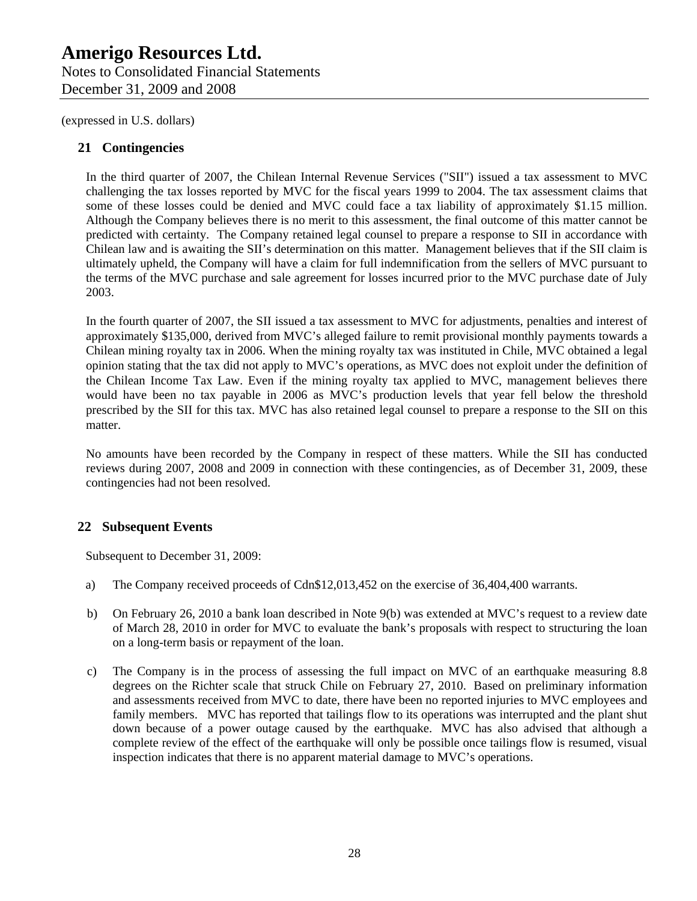(expressed in U.S. dollars)

## 21 Contingencies

In the third quarter of 2007, the Chilean Internal Revenue Services ("SII") issued a tax assessment to MVC challenging the tax losses reported by MVC for the fiscal years 1999 to 2004. The tax assessment claims that some of these losses could be denied and MVC could face a tax liability of approximately $1.15 million. Although the Company believes there is no merit to this assessment, the final outcome of this matter cannot be predicted with certainty. The Company retained legal counsel to prepare a response to SII in accordance with Chilean law and is awaiting the SII's determination on this matter. Management believes that if the SII claim is ultimately upheld, the Company will have a claim for full indemnification from the sellers of MVC pursuant to the terms of the MVC purchase and sale agreement for losses incurred prior to the MVC purchase date of July 2003.

In the fourth quarter of 2007, the SII issued a tax assessment to MVC for adjustments, penalties and interest of approximately $135,000, derived from MVC's alleged failure to remit provisional monthly payments towards a Chilean mining royalty tax in 2006. When the mining royalty tax was instituted in Chile, MVC obtained a legal opinion stating that the tax did not apply to MVC's operations, as MVC does not exploit under the definition of the Chilean Income Tax Law. Even if the mining royalty tax applied to MVC, management believes there would have been no tax payable in 2006 as MVC's production levels that year fell below the threshold prescribed by the SII for this tax. MVC has also retained legal counsel to prepare a response to the SII on this matter.

No amounts have been recorded by the Company in respect of these matters. While the SII has conducted reviews during 2007, 2008 and 2009 in connection with these contingencies, as of December 31, 2009, these contingencies had not been resolved.

## 22 Subsequent Events

Subsequent to December 31, 2009:

a) The Company received proceeds of Cdn$12,013,452 on the exercise of 36,404,400 warrants.

b) On February 26, 2010 a bank loan described in Note 9(b) was extended at MVC's request to a review date of March 28, 2010 in order for MVC to evaluate the bank's proposals with respect to structuring the loan on a long-term basis or repayment of the loan.

c) The Company is in the process of assessing the full impact on MVC of an earthquake measuring 8.8 degrees on the Richter scale that struck Chile on February 27, 2010. Based on preliminary information and assessments received from MVC to date, there have been no reported injuries to MVC employees and family members. MVC has reported that tailings flow to its operations was interrupted and the plant shut down because of a power outage caused by the earthquake. MVC has also advised that although a complete review of the effect of the earthquake will only be possible once tailings flow is resumed, visual inspection indicates that there is no apparent material damage to MVC's operations.